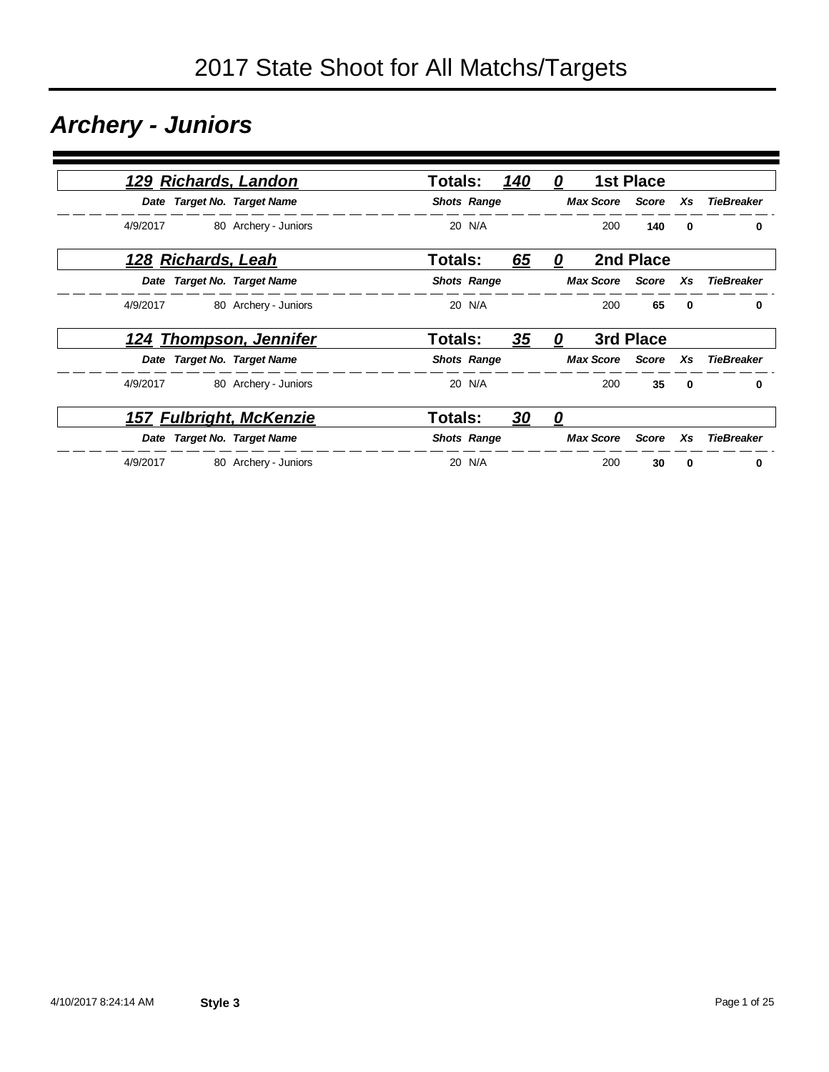# 2017 State Shoot for All Matchs/Targets

## *Archery - Juniors*

### *129 Richards, Landon* — Totals: 140 0 — 1st Place

| Date | Target No. | Target Name | Shots | Range | Max Score | Score | Xs | TieBreaker |
|---|---|---|---|---|---|---|---|---|
| 4/9/2017 | 80 | Archery - Juniors | 20 | N/A | 200 | **140** | **0** | **0** |

### *128 Richards, Leah* — Totals: 65 0 — 2nd Place

| Date | Target No. | Target Name | Shots | Range | Max Score | Score | Xs | TieBreaker |
|---|---|---|---|---|---|---|---|---|
| 4/9/2017 | 80 | Archery - Juniors | 20 | N/A | 200 | **65** | **0** | **0** |

### *124 Thompson, Jennifer* — Totals: 35 0 — 3rd Place

| Date | Target No. | Target Name | Shots | Range | Max Score | Score | Xs | TieBreaker |
|---|---|---|---|---|---|---|---|---|
| 4/9/2017 | 80 | Archery - Juniors | 20 | N/A | 200 | **35** | **0** | **0** |

### *157 Fulbright, McKenzie* — Totals: 30 0

| Date | Target No. | Target Name | Shots | Range | Max Score | Score | Xs | TieBreaker |
|---|---|---|---|---|---|---|---|---|
| 4/9/2017 | 80 | Archery - Juniors | 20 | N/A | 200 | **30** | **0** | **0** |

4/10/2017 8:24:14 AM **Style 3**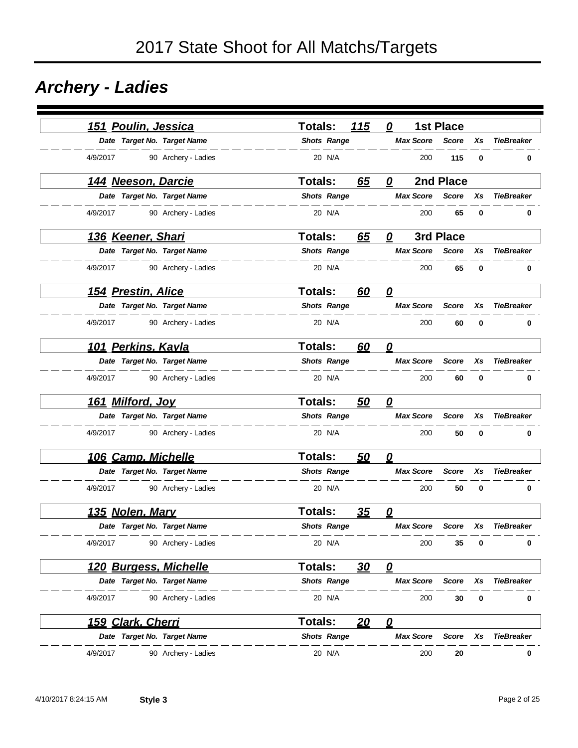// 2017 State Shoot for All Matchs/Targets

# Archery - Ladies

## 151 Poulin, Jessica — Totals: 115 0 — 1st Place

| Date | Target No. | Target Name | Shots | Range | Max Score | Score | Xs | TieBreaker |
|---|---|---|---|---|---|---|---|---|
| 4/9/2017 | 90 | Archery - Ladies | 20 | N/A | 200 | 115 | 0 | 0 |

## 144 Neeson, Darcie — Totals: 65 0 — 2nd Place

| Date | Target No. | Target Name | Shots | Range | Max Score | Score | Xs | TieBreaker |
|---|---|---|---|---|---|---|---|---|
| 4/9/2017 | 90 | Archery - Ladies | 20 | N/A | 200 | 65 | 0 | 0 |

## 136 Keener, Shari — Totals: 65 0 — 3rd Place

| Date | Target No. | Target Name | Shots | Range | Max Score | Score | Xs | TieBreaker |
|---|---|---|---|---|---|---|---|---|
| 4/9/2017 | 90 | Archery - Ladies | 20 | N/A | 200 | 65 | 0 | 0 |

## 154 Prestin, Alice — Totals: 60 0

| Date | Target No. | Target Name | Shots | Range | Max Score | Score | Xs | TieBreaker |
|---|---|---|---|---|---|---|---|---|
| 4/9/2017 | 90 | Archery - Ladies | 20 | N/A | 200 | 60 | 0 | 0 |

## 101 Perkins, Kayla — Totals: 60 0

| Date | Target No. | Target Name | Shots | Range | Max Score | Score | Xs | TieBreaker |
|---|---|---|---|---|---|---|---|---|
| 4/9/2017 | 90 | Archery - Ladies | 20 | N/A | 200 | 60 | 0 | 0 |

## 161 Milford, Joy — Totals: 50 0

| Date | Target No. | Target Name | Shots | Range | Max Score | Score | Xs | TieBreaker |
|---|---|---|---|---|---|---|---|---|
| 4/9/2017 | 90 | Archery - Ladies | 20 | N/A | 200 | 50 | 0 | 0 |

## 106 Camp, Michelle — Totals: 50 0

| Date | Target No. | Target Name | Shots | Range | Max Score | Score | Xs | TieBreaker |
|---|---|---|---|---|---|---|---|---|
| 4/9/2017 | 90 | Archery - Ladies | 20 | N/A | 200 | 50 | 0 | 0 |

## 135 Nolen, Mary — Totals: 35 0

| Date | Target No. | Target Name | Shots | Range | Max Score | Score | Xs | TieBreaker |
|---|---|---|---|---|---|---|---|---|
| 4/9/2017 | 90 | Archery - Ladies | 20 | N/A | 200 | 35 | 0 | 0 |

## 120 Burgess, Michelle — Totals: 30 0

| Date | Target No. | Target Name | Shots | Range | Max Score | Score | Xs | TieBreaker |
|---|---|---|---|---|---|---|---|---|
| 4/9/2017 | 90 | Archery - Ladies | 20 | N/A | 200 | 30 | 0 | 0 |

## 159 Clark, Cherri — Totals: 20 0

| Date | Target No. | Target Name | Shots | Range | Max Score | Score | Xs | TieBreaker |
|---|---|---|---|---|---|---|---|---|
| 4/9/2017 | 90 | Archery - Ladies | 20 | N/A | 200 | 20 | | 0 |

4/10/2017 8:24:15 AM **Style 3**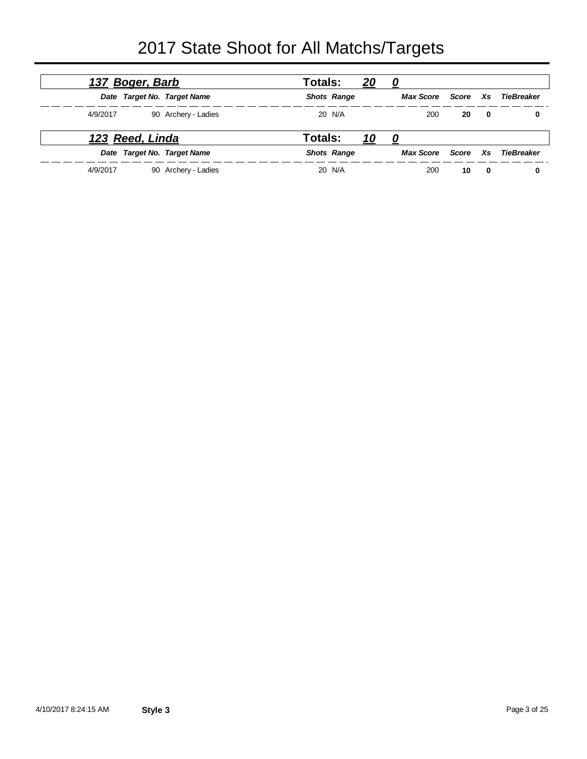# 2017 State Shoot for All Matchs/Targets

## 137 Boger, Barb — Totals: 20 0

| Date | Target No. | Target Name | Shots | Range | Max Score | Score | Xs | TieBreaker |
|---|---|---|---|---|---|---|---|---|
| 4/9/2017 | 90 | Archery - Ladies | 20 | N/A | 200 | **20** | **0** | **0** |

## 123 Reed, Linda — Totals: 10 0

| Date | Target No. | Target Name | Shots | Range | Max Score | Score | Xs | TieBreaker |
|---|---|---|---|---|---|---|---|---|
| 4/9/2017 | 90 | Archery - Ladies | 20 | N/A | 200 | **10** | **0** | **0** |

4/10/2017 8:24:15 AM **Style 3**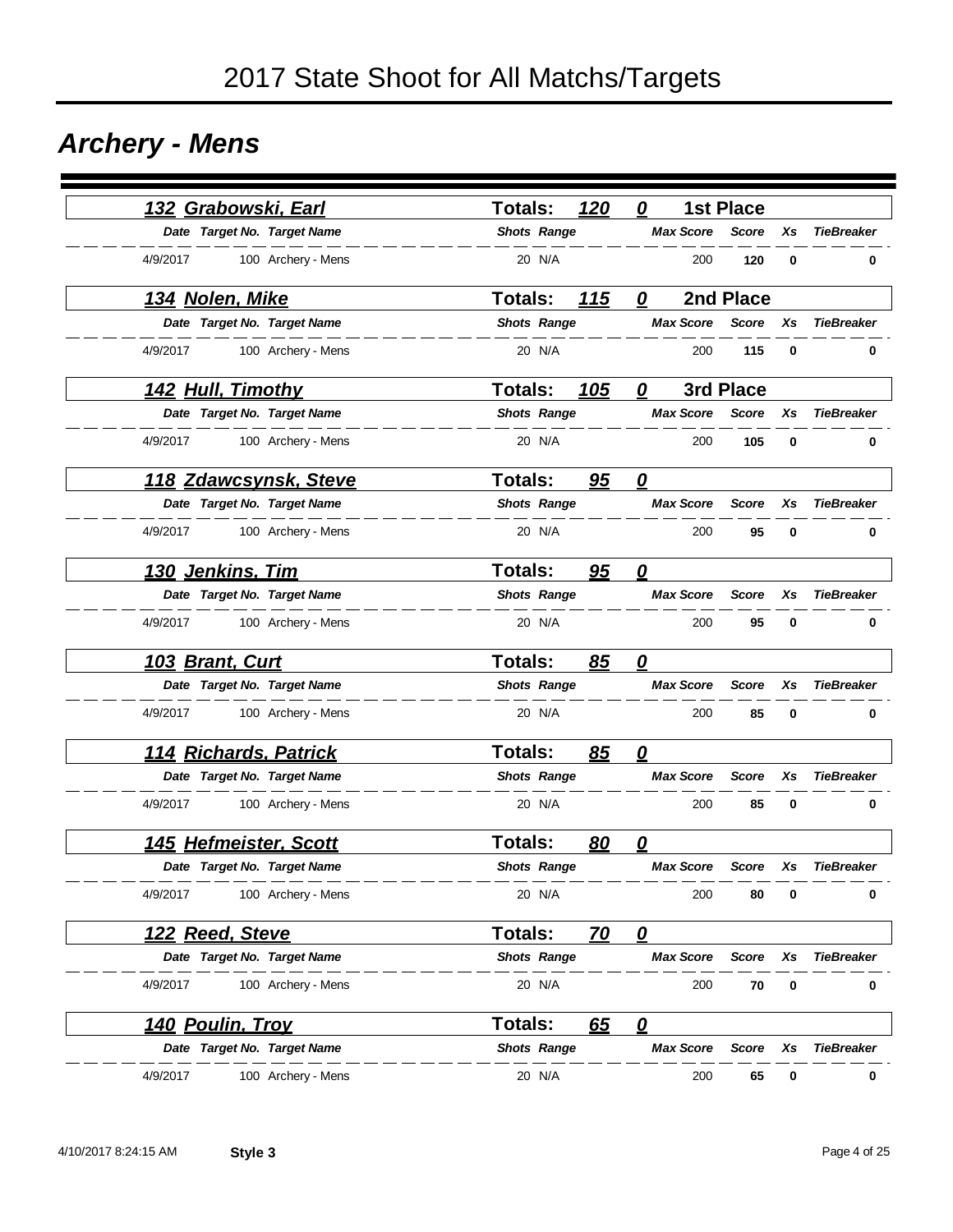# 2017 State Shoot for All Matchs/Targets

## Archery - Mens

### 132 Grabowski, Earl — Totals: 120 0 — 1st Place

| Date | Target No. | Target Name | Shots | Range | Max Score | Score | Xs | TieBreaker |
|---|---|---|---|---|---|---|---|---|
| 4/9/2017 | 100 | Archery - Mens | 20 | N/A | 200 | 120 | 0 | 0 |

### 134 Nolen, Mike — Totals: 115 0 — 2nd Place

| Date | Target No. | Target Name | Shots | Range | Max Score | Score | Xs | TieBreaker |
|---|---|---|---|---|---|---|---|---|
| 4/9/2017 | 100 | Archery - Mens | 20 | N/A | 200 | 115 | 0 | 0 |

### 142 Hull, Timothy — Totals: 105 0 — 3rd Place

| Date | Target No. | Target Name | Shots | Range | Max Score | Score | Xs | TieBreaker |
|---|---|---|---|---|---|---|---|---|
| 4/9/2017 | 100 | Archery - Mens | 20 | N/A | 200 | 105 | 0 | 0 |

### 118 Zdawcsynsk, Steve — Totals: 95 0

| Date | Target No. | Target Name | Shots | Range | Max Score | Score | Xs | TieBreaker |
|---|---|---|---|---|---|---|---|---|
| 4/9/2017 | 100 | Archery - Mens | 20 | N/A | 200 | 95 | 0 | 0 |

### 130 Jenkins, Tim — Totals: 95 0

| Date | Target No. | Target Name | Shots | Range | Max Score | Score | Xs | TieBreaker |
|---|---|---|---|---|---|---|---|---|
| 4/9/2017 | 100 | Archery - Mens | 20 | N/A | 200 | 95 | 0 | 0 |

### 103 Brant, Curt — Totals: 85 0

| Date | Target No. | Target Name | Shots | Range | Max Score | Score | Xs | TieBreaker |
|---|---|---|---|---|---|---|---|---|
| 4/9/2017 | 100 | Archery - Mens | 20 | N/A | 200 | 85 | 0 | 0 |

### 114 Richards, Patrick — Totals: 85 0

| Date | Target No. | Target Name | Shots | Range | Max Score | Score | Xs | TieBreaker |
|---|---|---|---|---|---|---|---|---|
| 4/9/2017 | 100 | Archery - Mens | 20 | N/A | 200 | 85 | 0 | 0 |

### 145 Hefmeister, Scott — Totals: 80 0

| Date | Target No. | Target Name | Shots | Range | Max Score | Score | Xs | TieBreaker |
|---|---|---|---|---|---|---|---|---|
| 4/9/2017 | 100 | Archery - Mens | 20 | N/A | 200 | 80 | 0 | 0 |

### 122 Reed, Steve — Totals: 70 0

| Date | Target No. | Target Name | Shots | Range | Max Score | Score | Xs | TieBreaker |
|---|---|---|---|---|---|---|---|---|
| 4/9/2017 | 100 | Archery - Mens | 20 | N/A | 200 | 70 | 0 | 0 |

### 140 Poulin, Troy — Totals: 65 0

| Date | Target No. | Target Name | Shots | Range | Max Score | Score | Xs | TieBreaker |
|---|---|---|---|---|---|---|---|---|
| 4/9/2017 | 100 | Archery - Mens | 20 | N/A | 200 | 65 | 0 | 0 |

4/10/2017 8:24:15 AM **Style 3**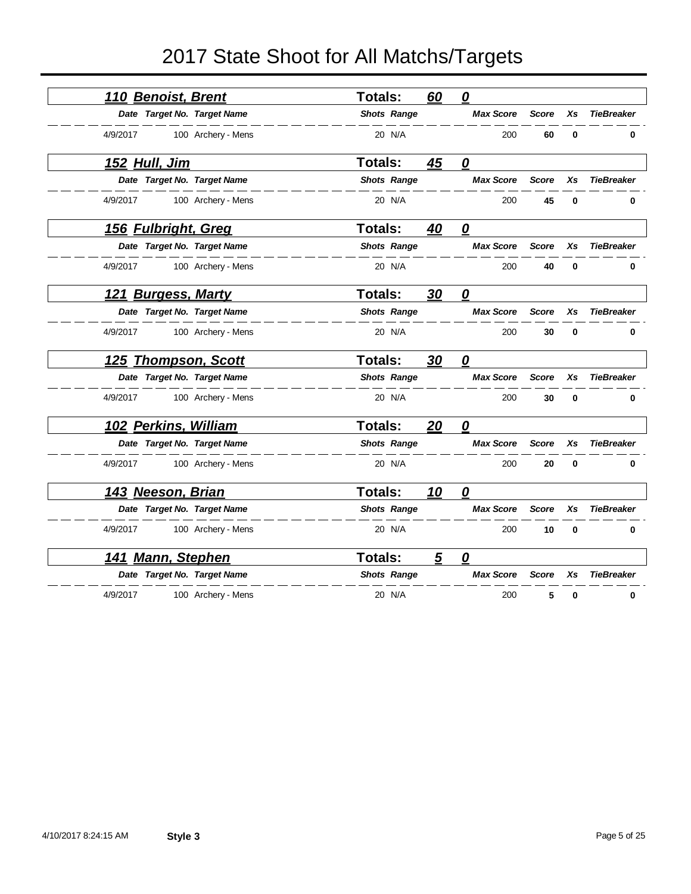# 2017 State Shoot for All Matchs/Targets

### *110 Benoist, Brent* — Totals: *60* *0*

| Date | Target No. | Target Name | Shots | Range | Max Score | Score | Xs | TieBreaker |
|---|---|---|---|---|---|---|---|---|
| 4/9/2017 | 100 | Archery - Mens | 20 | N/A | 200 | **60** | **0** | **0** |

### *152 Hull, Jim* — Totals: *45* *0*

| Date | Target No. | Target Name | Shots | Range | Max Score | Score | Xs | TieBreaker |
|---|---|---|---|---|---|---|---|---|
| 4/9/2017 | 100 | Archery - Mens | 20 | N/A | 200 | **45** | **0** | **0** |

### *156 Fulbright, Greg* — Totals: *40* *0*

| Date | Target No. | Target Name | Shots | Range | Max Score | Score | Xs | TieBreaker |
|---|---|---|---|---|---|---|---|---|
| 4/9/2017 | 100 | Archery - Mens | 20 | N/A | 200 | **40** | **0** | **0** |

### *121 Burgess, Marty* — Totals: *30* *0*

| Date | Target No. | Target Name | Shots | Range | Max Score | Score | Xs | TieBreaker |
|---|---|---|---|---|---|---|---|---|
| 4/9/2017 | 100 | Archery - Mens | 20 | N/A | 200 | **30** | **0** | **0** |

### *125 Thompson, Scott* — Totals: *30* *0*

| Date | Target No. | Target Name | Shots | Range | Max Score | Score | Xs | TieBreaker |
|---|---|---|---|---|---|---|---|---|
| 4/9/2017 | 100 | Archery - Mens | 20 | N/A | 200 | **30** | **0** | **0** |

### *102 Perkins, William* — Totals: *20* *0*

| Date | Target No. | Target Name | Shots | Range | Max Score | Score | Xs | TieBreaker |
|---|---|---|---|---|---|---|---|---|
| 4/9/2017 | 100 | Archery - Mens | 20 | N/A | 200 | **20** | **0** | **0** |

### *143 Neeson, Brian* — Totals: *10* *0*

| Date | Target No. | Target Name | Shots | Range | Max Score | Score | Xs | TieBreaker |
|---|---|---|---|---|---|---|---|---|
| 4/9/2017 | 100 | Archery - Mens | 20 | N/A | 200 | **10** | **0** | **0** |

### *141 Mann, Stephen* — Totals: *5* *0*

| Date | Target No. | Target Name | Shots | Range | Max Score | Score | Xs | TieBreaker |
|---|---|---|---|---|---|---|---|---|
| 4/9/2017 | 100 | Archery - Mens | 20 | N/A | 200 | **5** | **0** | **0** |

4/10/2017 8:24:15 AM **Style 3**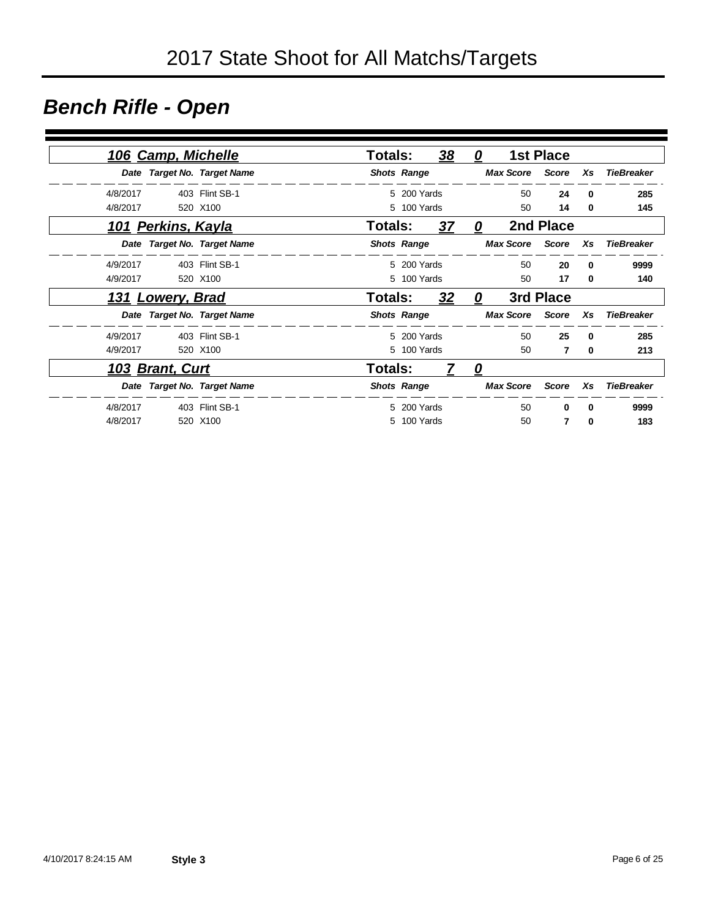# 2017 State Shoot for All Matchs/Targets

## Bench Rifle - Open

### 106 Camp, Michelle — Totals: 38 0 — 1st Place

| Date | Target No. | Target Name | Shots | Range | Max Score | Score | Xs | TieBreaker |
|---|---|---|---|---|---|---|---|---|
| 4/8/2017 | 403 | Flint SB-1 | 5 | 200 Yards | 50 | **24** | **0** | **285** |
| 4/8/2017 | 520 | X100 | 5 | 100 Yards | 50 | **14** | **0** | **145** |

### 101 Perkins, Kayla — Totals: 37 0 — 2nd Place

| Date | Target No. | Target Name | Shots | Range | Max Score | Score | Xs | TieBreaker |
|---|---|---|---|---|---|---|---|---|
| 4/9/2017 | 403 | Flint SB-1 | 5 | 200 Yards | 50 | **20** | **0** | **9999** |
| 4/9/2017 | 520 | X100 | 5 | 100 Yards | 50 | **17** | **0** | **140** |

### 131 Lowery, Brad — Totals: 32 0 — 3rd Place

| Date | Target No. | Target Name | Shots | Range | Max Score | Score | Xs | TieBreaker |
|---|---|---|---|---|---|---|---|---|
| 4/9/2017 | 403 | Flint SB-1 | 5 | 200 Yards | 50 | **25** | **0** | **285** |
| 4/9/2017 | 520 | X100 | 5 | 100 Yards | 50 | **7** | **0** | **213** |

### 103 Brant, Curt — Totals: 7 0

| Date | Target No. | Target Name | Shots | Range | Max Score | Score | Xs | TieBreaker |
|---|---|---|---|---|---|---|---|---|
| 4/8/2017 | 403 | Flint SB-1 | 5 | 200 Yards | 50 | **0** | **0** | **9999** |
| 4/8/2017 | 520 | X100 | 5 | 100 Yards | 50 | **7** | **0** | **183** |

4/10/2017 8:24:15 AM **Style 3**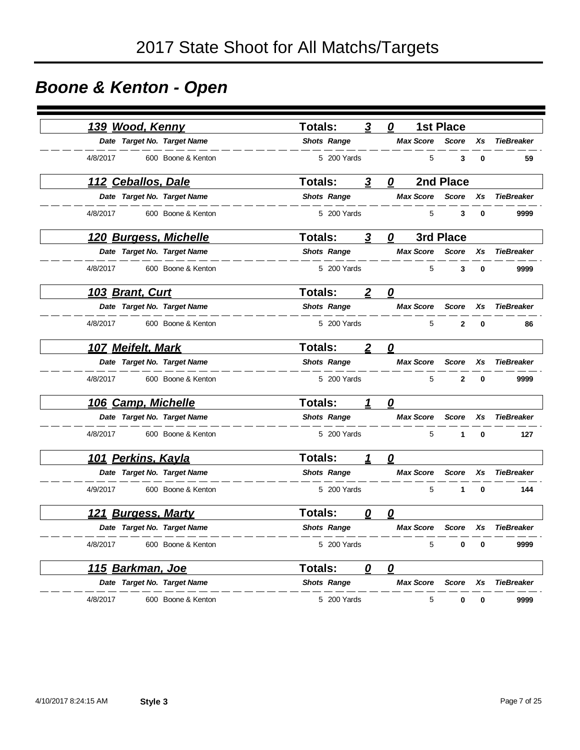# 2017 State Shoot for All Matchs/Targets

## Boone & Kenton - Open

### 139 Wood, Kenny — Totals: 3 0 — 1st Place

| Date | Target No. | Target Name | Shots | Range | Max Score | Score | Xs | TieBreaker |
|---|---|---|---|---|---|---|---|---|
| 4/8/2017 | 600 | Boone & Kenton | 5 | 200 Yards | 5 | **3** | **0** | **59** |

### 112 Ceballos, Dale — Totals: 3 0 — 2nd Place

| Date | Target No. | Target Name | Shots | Range | Max Score | Score | Xs | TieBreaker |
|---|---|---|---|---|---|---|---|---|
| 4/8/2017 | 600 | Boone & Kenton | 5 | 200 Yards | 5 | **3** | **0** | **9999** |

### 120 Burgess, Michelle — Totals: 3 0 — 3rd Place

| Date | Target No. | Target Name | Shots | Range | Max Score | Score | Xs | TieBreaker |
|---|---|---|---|---|---|---|---|---|
| 4/8/2017 | 600 | Boone & Kenton | 5 | 200 Yards | 5 | **3** | **0** | **9999** |

### 103 Brant, Curt — Totals: 2 0

| Date | Target No. | Target Name | Shots | Range | Max Score | Score | Xs | TieBreaker |
|---|---|---|---|---|---|---|---|---|
| 4/8/2017 | 600 | Boone & Kenton | 5 | 200 Yards | 5 | **2** | **0** | **86** |

### 107 Meifelt, Mark — Totals: 2 0

| Date | Target No. | Target Name | Shots | Range | Max Score | Score | Xs | TieBreaker |
|---|---|---|---|---|---|---|---|---|
| 4/8/2017 | 600 | Boone & Kenton | 5 | 200 Yards | 5 | **2** | **0** | **9999** |

### 106 Camp, Michelle — Totals: 1 0

| Date | Target No. | Target Name | Shots | Range | Max Score | Score | Xs | TieBreaker |
|---|---|---|---|---|---|---|---|---|
| 4/8/2017 | 600 | Boone & Kenton | 5 | 200 Yards | 5 | **1** | **0** | **127** |

### 101 Perkins, Kayla — Totals: 1 0

| Date | Target No. | Target Name | Shots | Range | Max Score | Score | Xs | TieBreaker |
|---|---|---|---|---|---|---|---|---|
| 4/9/2017 | 600 | Boone & Kenton | 5 | 200 Yards | 5 | **1** | **0** | **144** |

### 121 Burgess, Marty — Totals: 0 0

| Date | Target No. | Target Name | Shots | Range | Max Score | Score | Xs | TieBreaker |
|---|---|---|---|---|---|---|---|---|
| 4/8/2017 | 600 | Boone & Kenton | 5 | 200 Yards | 5 | **0** | **0** | **9999** |

### 115 Barkman, Joe — Totals: 0 0

| Date | Target No. | Target Name | Shots | Range | Max Score | Score | Xs | TieBreaker |
|---|---|---|---|---|---|---|---|---|
| 4/8/2017 | 600 | Boone & Kenton | 5 | 200 Yards | 5 | **0** | **0** | **9999** |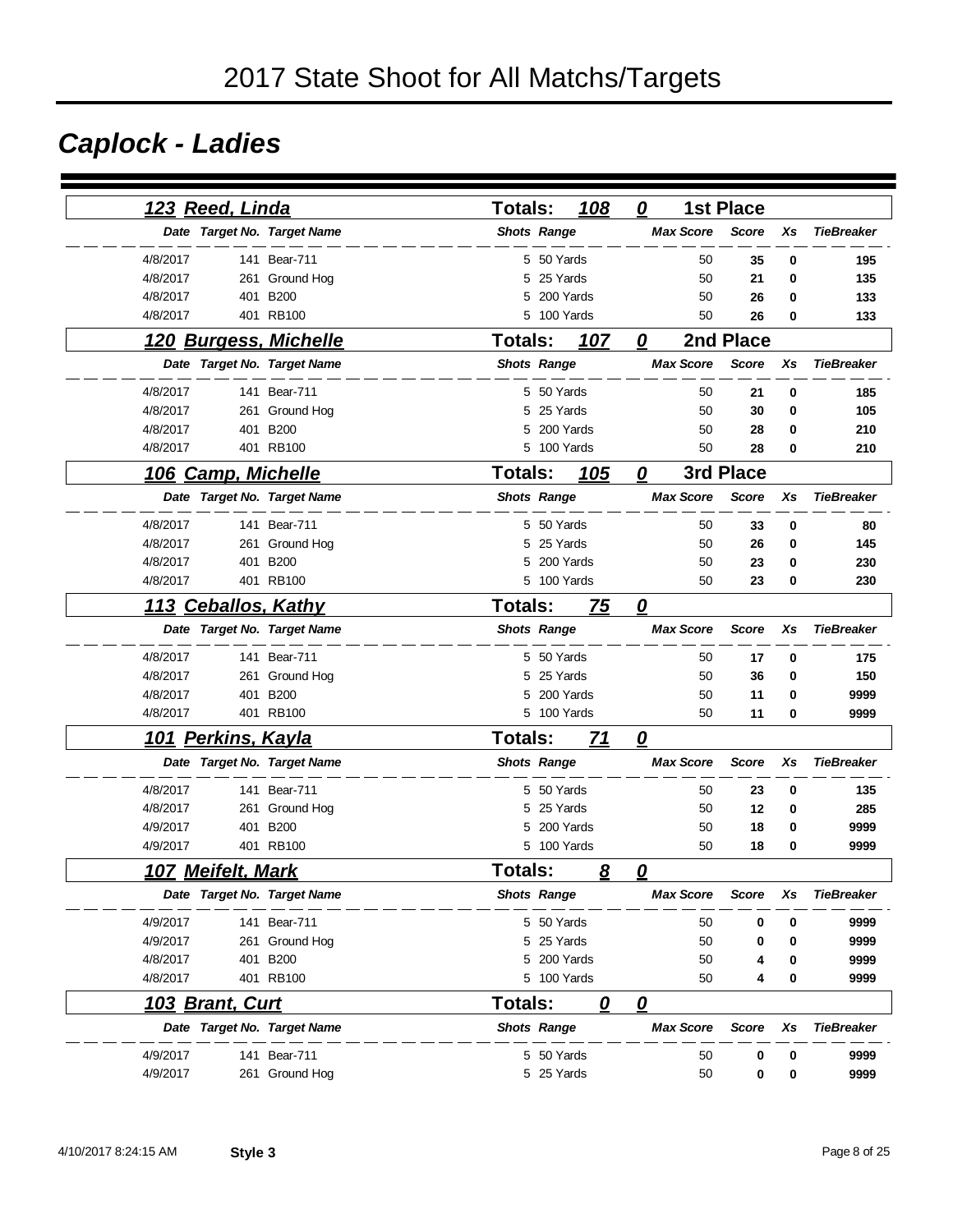# 2017 State Shoot for All Matchs/Targets

## Caplock - Ladies

### 123 Reed, Linda — Totals: 108 — 0 — 1st Place

| Date | Target No. | Target Name | Shots | Range | Max Score | Score | Xs | TieBreaker |
|---|---|---|---|---|---|---|---|---|
| 4/8/2017 | 141 | Bear-711 | 5 | 50 Yards | 50 | 35 | 0 | 195 |
| 4/8/2017 | 261 | Ground Hog | 5 | 25 Yards | 50 | 21 | 0 | 135 |
| 4/8/2017 | 401 | B200 | 5 | 200 Yards | 50 | 26 | 0 | 133 |
| 4/8/2017 | 401 | RB100 | 5 | 100 Yards | 50 | 26 | 0 | 133 |

### 120 Burgess, Michelle — Totals: 107 — 0 — 2nd Place

| Date | Target No. | Target Name | Shots | Range | Max Score | Score | Xs | TieBreaker |
|---|---|---|---|---|---|---|---|---|
| 4/8/2017 | 141 | Bear-711 | 5 | 50 Yards | 50 | 21 | 0 | 185 |
| 4/8/2017 | 261 | Ground Hog | 5 | 25 Yards | 50 | 30 | 0 | 105 |
| 4/8/2017 | 401 | B200 | 5 | 200 Yards | 50 | 28 | 0 | 210 |
| 4/8/2017 | 401 | RB100 | 5 | 100 Yards | 50 | 28 | 0 | 210 |

### 106 Camp, Michelle — Totals: 105 — 0 — 3rd Place

| Date | Target No. | Target Name | Shots | Range | Max Score | Score | Xs | TieBreaker |
|---|---|---|---|---|---|---|---|---|
| 4/8/2017 | 141 | Bear-711 | 5 | 50 Yards | 50 | 33 | 0 | 80 |
| 4/8/2017 | 261 | Ground Hog | 5 | 25 Yards | 50 | 26 | 0 | 145 |
| 4/8/2017 | 401 | B200 | 5 | 200 Yards | 50 | 23 | 0 | 230 |
| 4/8/2017 | 401 | RB100 | 5 | 100 Yards | 50 | 23 | 0 | 230 |

### 113 Ceballos, Kathy — Totals: 75 — 0

| Date | Target No. | Target Name | Shots | Range | Max Score | Score | Xs | TieBreaker |
|---|---|---|---|---|---|---|---|---|
| 4/8/2017 | 141 | Bear-711 | 5 | 50 Yards | 50 | 17 | 0 | 175 |
| 4/8/2017 | 261 | Ground Hog | 5 | 25 Yards | 50 | 36 | 0 | 150 |
| 4/8/2017 | 401 | B200 | 5 | 200 Yards | 50 | 11 | 0 | 9999 |
| 4/8/2017 | 401 | RB100 | 5 | 100 Yards | 50 | 11 | 0 | 9999 |

### 101 Perkins, Kayla — Totals: 71 — 0

| Date | Target No. | Target Name | Shots | Range | Max Score | Score | Xs | TieBreaker |
|---|---|---|---|---|---|---|---|---|
| 4/8/2017 | 141 | Bear-711 | 5 | 50 Yards | 50 | 23 | 0 | 135 |
| 4/8/2017 | 261 | Ground Hog | 5 | 25 Yards | 50 | 12 | 0 | 285 |
| 4/9/2017 | 401 | B200 | 5 | 200 Yards | 50 | 18 | 0 | 9999 |
| 4/9/2017 | 401 | RB100 | 5 | 100 Yards | 50 | 18 | 0 | 9999 |

### 107 Meifelt, Mark — Totals: 8 — 0

| Date | Target No. | Target Name | Shots | Range | Max Score | Score | Xs | TieBreaker |
|---|---|---|---|---|---|---|---|---|
| 4/9/2017 | 141 | Bear-711 | 5 | 50 Yards | 50 | 0 | 0 | 9999 |
| 4/9/2017 | 261 | Ground Hog | 5 | 25 Yards | 50 | 0 | 0 | 9999 |
| 4/8/2017 | 401 | B200 | 5 | 200 Yards | 50 | 4 | 0 | 9999 |
| 4/8/2017 | 401 | RB100 | 5 | 100 Yards | 50 | 4 | 0 | 9999 |

### 103 Brant, Curt — Totals: 0 — 0

| Date | Target No. | Target Name | Shots | Range | Max Score | Score | Xs | TieBreaker |
|---|---|---|---|---|---|---|---|---|
| 4/9/2017 | 141 | Bear-711 | 5 | 50 Yards | 50 | 0 | 0 | 9999 |
| 4/9/2017 | 261 | Ground Hog | 5 | 25 Yards | 50 | 0 | 0 | 9999 |

4/10/2017 8:24:15 AM **Style 3**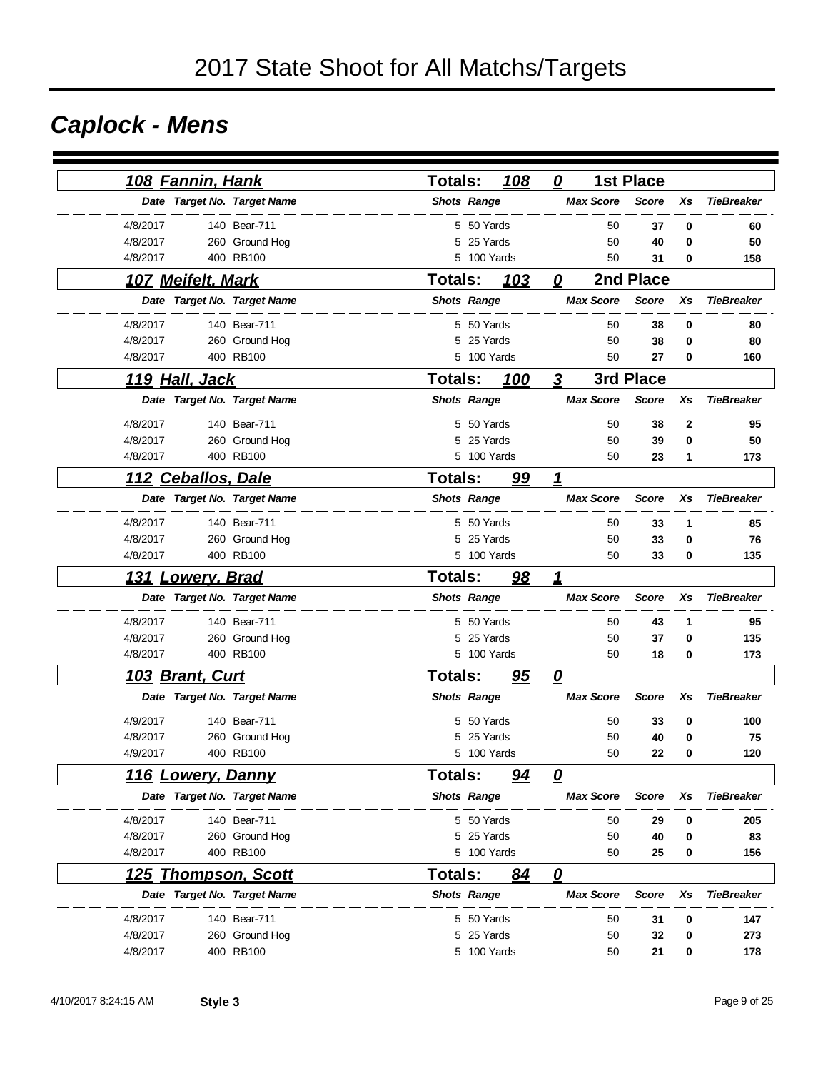# 2017 State Shoot for All Matchs/Targets

## *Caplock - Mens*

### 108 Fannin, Hank — Totals: 108 — 0 — 1st Place

| Date | Target No. | Target Name | Shots | Range | Max Score | Score | Xs | TieBreaker |
|---|---|---|---|---|---|---|---|---|
| 4/8/2017 | 140 | Bear-711 | 5 | 50 Yards | 50 | 37 | 0 | 60 |
| 4/8/2017 | 260 | Ground Hog | 5 | 25 Yards | 50 | 40 | 0 | 50 |
| 4/8/2017 | 400 | RB100 | 5 | 100 Yards | 50 | 31 | 0 | 158 |

### 107 Meifelt, Mark — Totals: 103 — 0 — 2nd Place

| Date | Target No. | Target Name | Shots | Range | Max Score | Score | Xs | TieBreaker |
|---|---|---|---|---|---|---|---|---|
| 4/8/2017 | 140 | Bear-711 | 5 | 50 Yards | 50 | 38 | 0 | 80 |
| 4/8/2017 | 260 | Ground Hog | 5 | 25 Yards | 50 | 38 | 0 | 80 |
| 4/8/2017 | 400 | RB100 | 5 | 100 Yards | 50 | 27 | 0 | 160 |

### 119 Hall, Jack — Totals: 100 — 3 — 3rd Place

| Date | Target No. | Target Name | Shots | Range | Max Score | Score | Xs | TieBreaker |
|---|---|---|---|---|---|---|---|---|
| 4/8/2017 | 140 | Bear-711 | 5 | 50 Yards | 50 | 38 | 2 | 95 |
| 4/8/2017 | 260 | Ground Hog | 5 | 25 Yards | 50 | 39 | 0 | 50 |
| 4/8/2017 | 400 | RB100 | 5 | 100 Yards | 50 | 23 | 1 | 173 |

### 112 Ceballos, Dale — Totals: 99 — 1

| Date | Target No. | Target Name | Shots | Range | Max Score | Score | Xs | TieBreaker |
|---|---|---|---|---|---|---|---|---|
| 4/8/2017 | 140 | Bear-711 | 5 | 50 Yards | 50 | 33 | 1 | 85 |
| 4/8/2017 | 260 | Ground Hog | 5 | 25 Yards | 50 | 33 | 0 | 76 |
| 4/8/2017 | 400 | RB100 | 5 | 100 Yards | 50 | 33 | 0 | 135 |

### 131 Lowery, Brad — Totals: 98 — 1

| Date | Target No. | Target Name | Shots | Range | Max Score | Score | Xs | TieBreaker |
|---|---|---|---|---|---|---|---|---|
| 4/8/2017 | 140 | Bear-711 | 5 | 50 Yards | 50 | 43 | 1 | 95 |
| 4/8/2017 | 260 | Ground Hog | 5 | 25 Yards | 50 | 37 | 0 | 135 |
| 4/8/2017 | 400 | RB100 | 5 | 100 Yards | 50 | 18 | 0 | 173 |

### 103 Brant, Curt — Totals: 95 — 0

| Date | Target No. | Target Name | Shots | Range | Max Score | Score | Xs | TieBreaker |
|---|---|---|---|---|---|---|---|---|
| 4/9/2017 | 140 | Bear-711 | 5 | 50 Yards | 50 | 33 | 0 | 100 |
| 4/8/2017 | 260 | Ground Hog | 5 | 25 Yards | 50 | 40 | 0 | 75 |
| 4/9/2017 | 400 | RB100 | 5 | 100 Yards | 50 | 22 | 0 | 120 |

### 116 Lowery, Danny — Totals: 94 — 0

| Date | Target No. | Target Name | Shots | Range | Max Score | Score | Xs | TieBreaker |
|---|---|---|---|---|---|---|---|---|
| 4/8/2017 | 140 | Bear-711 | 5 | 50 Yards | 50 | 29 | 0 | 205 |
| 4/8/2017 | 260 | Ground Hog | 5 | 25 Yards | 50 | 40 | 0 | 83 |
| 4/8/2017 | 400 | RB100 | 5 | 100 Yards | 50 | 25 | 0 | 156 |

### 125 Thompson, Scott — Totals: 84 — 0

| Date | Target No. | Target Name | Shots | Range | Max Score | Score | Xs | TieBreaker |
|---|---|---|---|---|---|---|---|---|
| 4/8/2017 | 140 | Bear-711 | 5 | 50 Yards | 50 | 31 | 0 | 147 |
| 4/8/2017 | 260 | Ground Hog | 5 | 25 Yards | 50 | 32 | 0 | 273 |
| 4/8/2017 | 400 | RB100 | 5 | 100 Yards | 50 | 21 | 0 | 178 |

4/10/2017 8:24:15 AM **Style 3**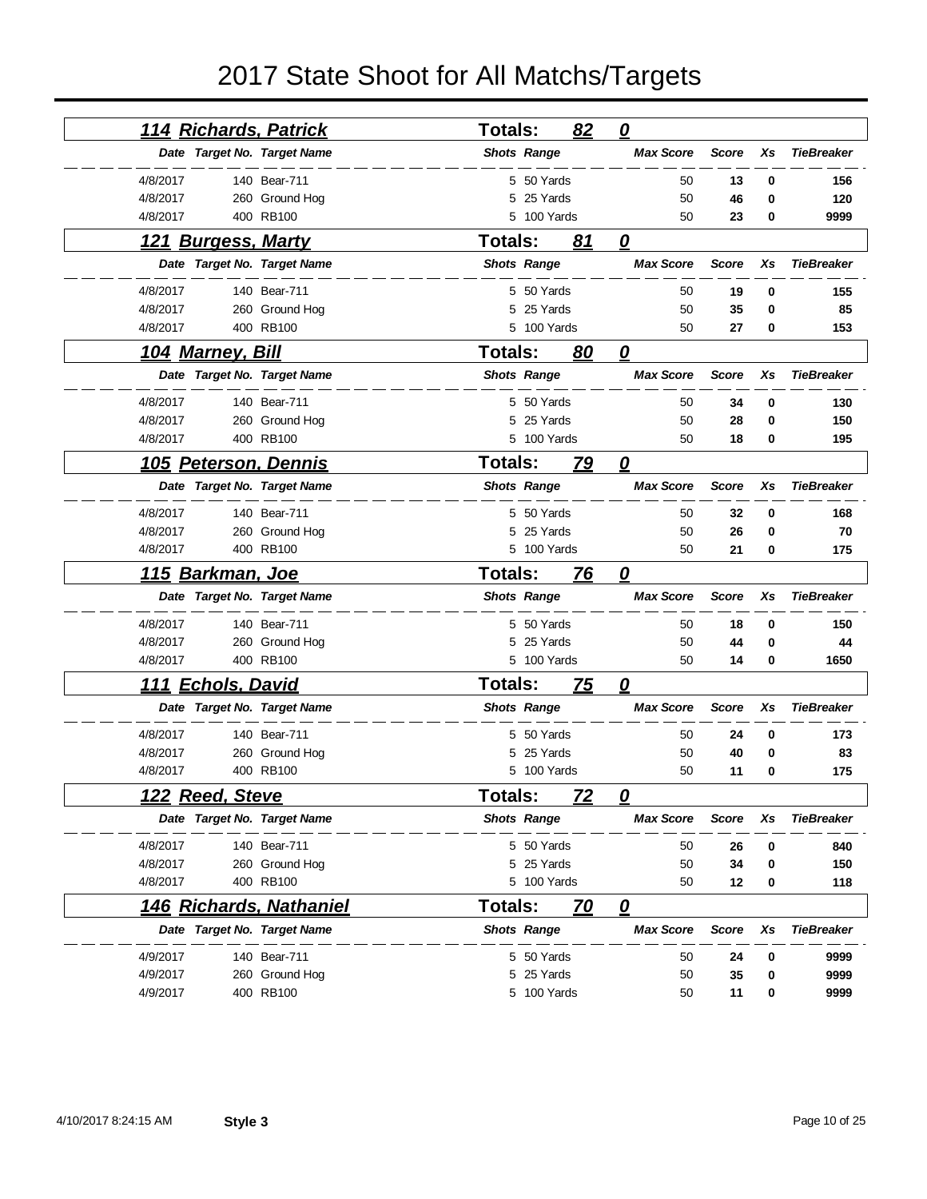# 2017 State Shoot for All Matchs/Targets

## 114 Richards, Patrick — Totals: 82 0

| Date | Target No. | Target Name | Shots | Range | Max Score | Score | Xs | TieBreaker |
|---|---|---|---|---|---|---|---|---|
| 4/8/2017 | 140 | Bear-711 | 5 | 50 Yards | 50 | **13** | **0** | **156** |
| 4/8/2017 | 260 | Ground Hog | 5 | 25 Yards | 50 | **46** | **0** | **120** |
| 4/8/2017 | 400 | RB100 | 5 | 100 Yards | 50 | **23** | **0** | **9999** |

## 121 Burgess, Marty — Totals: 81 0

| Date | Target No. | Target Name | Shots | Range | Max Score | Score | Xs | TieBreaker |
|---|---|---|---|---|---|---|---|---|
| 4/8/2017 | 140 | Bear-711 | 5 | 50 Yards | 50 | **19** | **0** | **155** |
| 4/8/2017 | 260 | Ground Hog | 5 | 25 Yards | 50 | **35** | **0** | **85** |
| 4/8/2017 | 400 | RB100 | 5 | 100 Yards | 50 | **27** | **0** | **153** |

## 104 Marney, Bill — Totals: 80 0

| Date | Target No. | Target Name | Shots | Range | Max Score | Score | Xs | TieBreaker |
|---|---|---|---|---|---|---|---|---|
| 4/8/2017 | 140 | Bear-711 | 5 | 50 Yards | 50 | **34** | **0** | **130** |
| 4/8/2017 | 260 | Ground Hog | 5 | 25 Yards | 50 | **28** | **0** | **150** |
| 4/8/2017 | 400 | RB100 | 5 | 100 Yards | 50 | **18** | **0** | **195** |

## 105 Peterson, Dennis — Totals: 79 0

| Date | Target No. | Target Name | Shots | Range | Max Score | Score | Xs | TieBreaker |
|---|---|---|---|---|---|---|---|---|
| 4/8/2017 | 140 | Bear-711 | 5 | 50 Yards | 50 | **32** | **0** | **168** |
| 4/8/2017 | 260 | Ground Hog | 5 | 25 Yards | 50 | **26** | **0** | **70** |
| 4/8/2017 | 400 | RB100 | 5 | 100 Yards | 50 | **21** | **0** | **175** |

## 115 Barkman, Joe — Totals: 76 0

| Date | Target No. | Target Name | Shots | Range | Max Score | Score | Xs | TieBreaker |
|---|---|---|---|---|---|---|---|---|
| 4/8/2017 | 140 | Bear-711 | 5 | 50 Yards | 50 | **18** | **0** | **150** |
| 4/8/2017 | 260 | Ground Hog | 5 | 25 Yards | 50 | **44** | **0** | **44** |
| 4/8/2017 | 400 | RB100 | 5 | 100 Yards | 50 | **14** | **0** | **1650** |

## 111 Echols, David — Totals: 75 0

| Date | Target No. | Target Name | Shots | Range | Max Score | Score | Xs | TieBreaker |
|---|---|---|---|---|---|---|---|---|
| 4/8/2017 | 140 | Bear-711 | 5 | 50 Yards | 50 | **24** | **0** | **173** |
| 4/8/2017 | 260 | Ground Hog | 5 | 25 Yards | 50 | **40** | **0** | **83** |
| 4/8/2017 | 400 | RB100 | 5 | 100 Yards | 50 | **11** | **0** | **175** |

## 122 Reed, Steve — Totals: 72 0

| Date | Target No. | Target Name | Shots | Range | Max Score | Score | Xs | TieBreaker |
|---|---|---|---|---|---|---|---|---|
| 4/8/2017 | 140 | Bear-711 | 5 | 50 Yards | 50 | **26** | **0** | **840** |
| 4/8/2017 | 260 | Ground Hog | 5 | 25 Yards | 50 | **34** | **0** | **150** |
| 4/8/2017 | 400 | RB100 | 5 | 100 Yards | 50 | **12** | **0** | **118** |

## 146 Richards, Nathaniel — Totals: 70 0

| Date | Target No. | Target Name | Shots | Range | Max Score | Score | Xs | TieBreaker |
|---|---|---|---|---|---|---|---|---|
| 4/9/2017 | 140 | Bear-711 | 5 | 50 Yards | 50 | **24** | **0** | **9999** |
| 4/9/2017 | 260 | Ground Hog | 5 | 25 Yards | 50 | **35** | **0** | **9999** |
| 4/9/2017 | 400 | RB100 | 5 | 100 Yards | 50 | **11** | **0** | **9999** |

4/10/2017 8:24:15 AM **Style 3**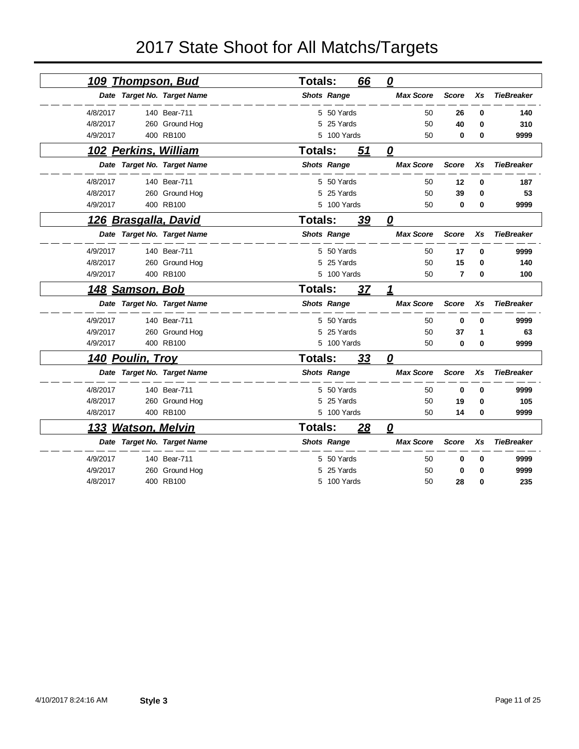# 2017 State Shoot for All Matchs/Targets

## 109 Thompson, Bud — Totals: 66 — 0

| Date | Target No. | Target Name | Shots | Range | Max Score | Score | Xs | TieBreaker |
|---|---|---|---|---|---|---|---|---|
| 4/8/2017 | 140 | Bear-711 | 5 | 50 Yards | 50 | **26** | **0** | **140** |
| 4/8/2017 | 260 | Ground Hog | 5 | 25 Yards | 50 | **40** | **0** | **310** |
| 4/9/2017 | 400 | RB100 | 5 | 100 Yards | 50 | **0** | **0** | **9999** |

## 102 Perkins, William — Totals: 51 — 0

| Date | Target No. | Target Name | Shots | Range | Max Score | Score | Xs | TieBreaker |
|---|---|---|---|---|---|---|---|---|
| 4/8/2017 | 140 | Bear-711 | 5 | 50 Yards | 50 | **12** | **0** | **187** |
| 4/8/2017 | 260 | Ground Hog | 5 | 25 Yards | 50 | **39** | **0** | **53** |
| 4/9/2017 | 400 | RB100 | 5 | 100 Yards | 50 | **0** | **0** | **9999** |

## 126 Brasgalla, David — Totals: 39 — 0

| Date | Target No. | Target Name | Shots | Range | Max Score | Score | Xs | TieBreaker |
|---|---|---|---|---|---|---|---|---|
| 4/9/2017 | 140 | Bear-711 | 5 | 50 Yards | 50 | **17** | **0** | **9999** |
| 4/8/2017 | 260 | Ground Hog | 5 | 25 Yards | 50 | **15** | **0** | **140** |
| 4/9/2017 | 400 | RB100 | 5 | 100 Yards | 50 | **7** | **0** | **100** |

## 148 Samson, Bob — Totals: 37 — 1

| Date | Target No. | Target Name | Shots | Range | Max Score | Score | Xs | TieBreaker |
|---|---|---|---|---|---|---|---|---|
| 4/9/2017 | 140 | Bear-711 | 5 | 50 Yards | 50 | **0** | **0** | **9999** |
| 4/9/2017 | 260 | Ground Hog | 5 | 25 Yards | 50 | **37** | **1** | **63** |
| 4/9/2017 | 400 | RB100 | 5 | 100 Yards | 50 | **0** | **0** | **9999** |

## 140 Poulin, Troy — Totals: 33 — 0

| Date | Target No. | Target Name | Shots | Range | Max Score | Score | Xs | TieBreaker |
|---|---|---|---|---|---|---|---|---|
| 4/8/2017 | 140 | Bear-711 | 5 | 50 Yards | 50 | **0** | **0** | **9999** |
| 4/8/2017 | 260 | Ground Hog | 5 | 25 Yards | 50 | **19** | **0** | **105** |
| 4/8/2017 | 400 | RB100 | 5 | 100 Yards | 50 | **14** | **0** | **9999** |

## 133 Watson, Melvin — Totals: 28 — 0

| Date | Target No. | Target Name | Shots | Range | Max Score | Score | Xs | TieBreaker |
|---|---|---|---|---|---|---|---|---|
| 4/9/2017 | 140 | Bear-711 | 5 | 50 Yards | 50 | **0** | **0** | **9999** |
| 4/9/2017 | 260 | Ground Hog | 5 | 25 Yards | 50 | **0** | **0** | **9999** |
| 4/8/2017 | 400 | RB100 | 5 | 100 Yards | 50 | **28** | **0** | **235** |

4/10/2017 8:24:16 AM **Style 3**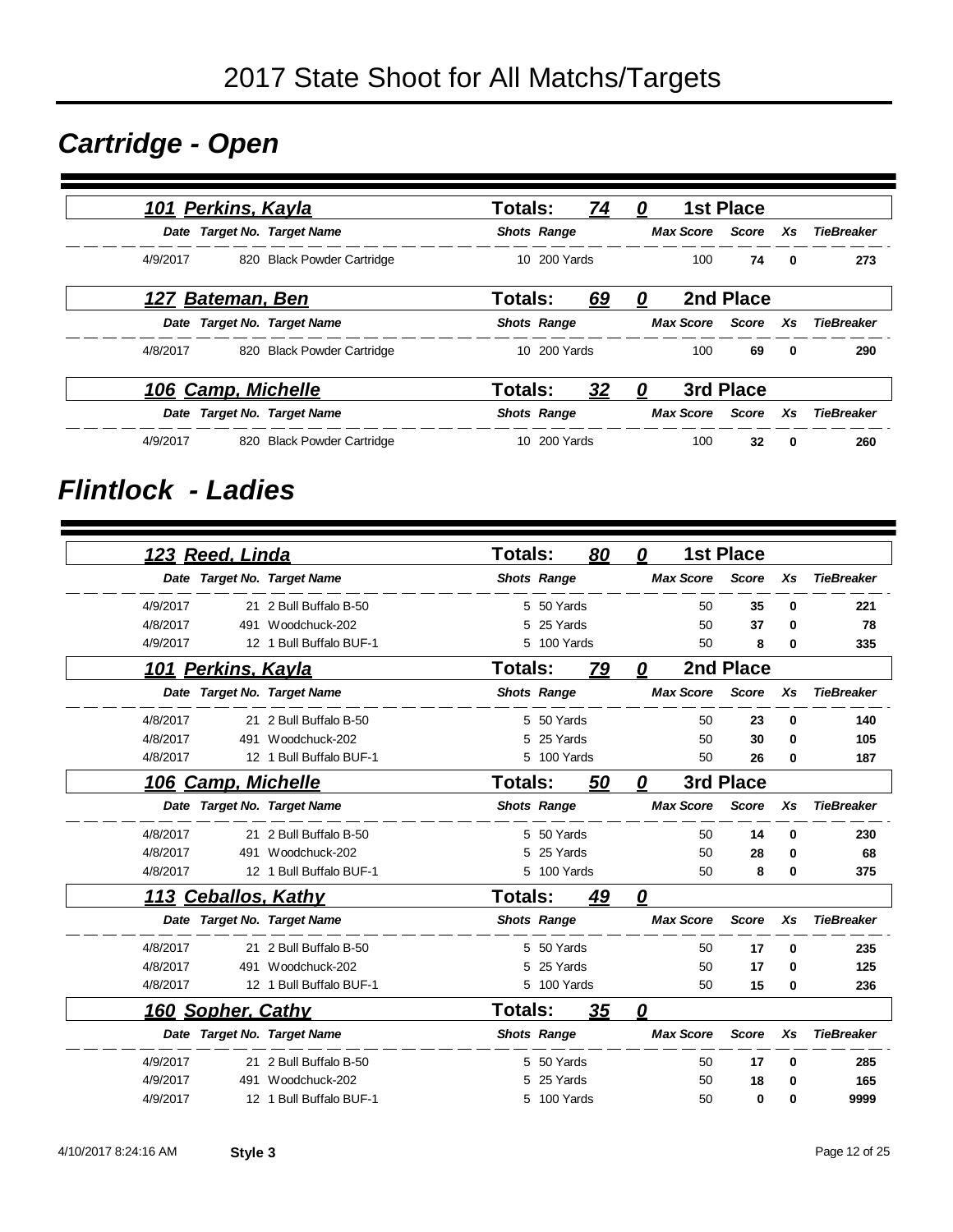# 2017 State Shoot for All Matchs/Targets

## Cartridge - Open

### 101 Perkins, Kayla — Totals: 74 0 — 1st Place

| Date | Target No. | Target Name | Shots | Range | Max Score | Score | Xs | TieBreaker |
|---|---|---|---|---|---|---|---|---|
| 4/9/2017 | 820 | Black Powder Cartridge | 10 | 200 Yards | 100 | 74 | 0 | 273 |

### 127 Bateman, Ben — Totals: 69 0 — 2nd Place

| Date | Target No. | Target Name | Shots | Range | Max Score | Score | Xs | TieBreaker |
|---|---|---|---|---|---|---|---|---|
| 4/8/2017 | 820 | Black Powder Cartridge | 10 | 200 Yards | 100 | 69 | 0 | 290 |

### 106 Camp, Michelle — Totals: 32 0 — 3rd Place

| Date | Target No. | Target Name | Shots | Range | Max Score | Score | Xs | TieBreaker |
|---|---|---|---|---|---|---|---|---|
| 4/9/2017 | 820 | Black Powder Cartridge | 10 | 200 Yards | 100 | 32 | 0 | 260 |

## Flintlock - Ladies

### 123 Reed, Linda — Totals: 80 0 — 1st Place

| Date | Target No. | Target Name | Shots | Range | Max Score | Score | Xs | TieBreaker |
|---|---|---|---|---|---|---|---|---|
| 4/9/2017 | 21 | 2 Bull Buffalo B-50 | 5 | 50 Yards | 50 | 35 | 0 | 221 |
| 4/8/2017 | 491 | Woodchuck-202 | 5 | 25 Yards | 50 | 37 | 0 | 78 |
| 4/9/2017 | 12 | 1 Bull Buffalo BUF-1 | 5 | 100 Yards | 50 | 8 | 0 | 335 |

### 101 Perkins, Kayla — Totals: 79 0 — 2nd Place

| Date | Target No. | Target Name | Shots | Range | Max Score | Score | Xs | TieBreaker |
|---|---|---|---|---|---|---|---|---|
| 4/8/2017 | 21 | 2 Bull Buffalo B-50 | 5 | 50 Yards | 50 | 23 | 0 | 140 |
| 4/8/2017 | 491 | Woodchuck-202 | 5 | 25 Yards | 50 | 30 | 0 | 105 |
| 4/8/2017 | 12 | 1 Bull Buffalo BUF-1 | 5 | 100 Yards | 50 | 26 | 0 | 187 |

### 106 Camp, Michelle — Totals: 50 0 — 3rd Place

| Date | Target No. | Target Name | Shots | Range | Max Score | Score | Xs | TieBreaker |
|---|---|---|---|---|---|---|---|---|
| 4/8/2017 | 21 | 2 Bull Buffalo B-50 | 5 | 50 Yards | 50 | 14 | 0 | 230 |
| 4/8/2017 | 491 | Woodchuck-202 | 5 | 25 Yards | 50 | 28 | 0 | 68 |
| 4/8/2017 | 12 | 1 Bull Buffalo BUF-1 | 5 | 100 Yards | 50 | 8 | 0 | 375 |

### 113 Ceballos, Kathy — Totals: 49 0

| Date | Target No. | Target Name | Shots | Range | Max Score | Score | Xs | TieBreaker |
|---|---|---|---|---|---|---|---|---|
| 4/8/2017 | 21 | 2 Bull Buffalo B-50 | 5 | 50 Yards | 50 | 17 | 0 | 235 |
| 4/8/2017 | 491 | Woodchuck-202 | 5 | 25 Yards | 50 | 17 | 0 | 125 |
| 4/8/2017 | 12 | 1 Bull Buffalo BUF-1 | 5 | 100 Yards | 50 | 15 | 0 | 236 |

### 160 Sopher, Cathy — Totals: 35 0

| Date | Target No. | Target Name | Shots | Range | Max Score | Score | Xs | TieBreaker |
|---|---|---|---|---|---|---|---|---|
| 4/9/2017 | 21 | 2 Bull Buffalo B-50 | 5 | 50 Yards | 50 | 17 | 0 | 285 |
| 4/9/2017 | 491 | Woodchuck-202 | 5 | 25 Yards | 50 | 18 | 0 | 165 |
| 4/9/2017 | 12 | 1 Bull Buffalo BUF-1 | 5 | 100 Yards | 50 | 0 | 0 | 9999 |

4/10/2017 8:24:16 AM **Style 3**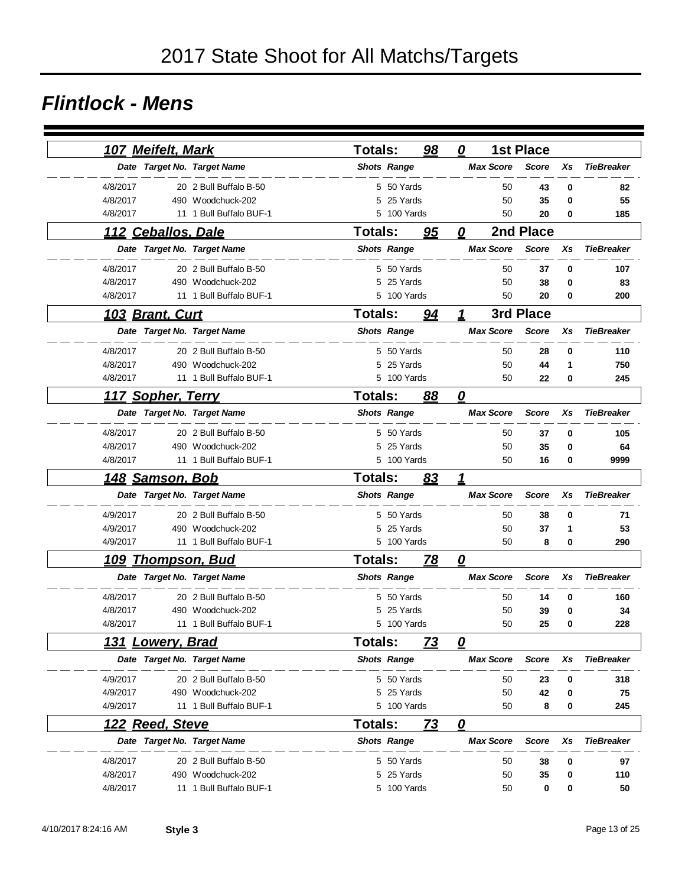# 2017 State Shoot for All Matchs/Targets

## Flintlock - Mens

### 107 Meifelt, Mark — Totals: 98 — 0 — 1st Place

| Date | Target No. | Target Name | Shots | Range | Max Score | Score | Xs | TieBreaker |
|---|---|---|---|---|---|---|---|---|
| 4/8/2017 | 20 | 2 Bull Buffalo B-50 | 5 | 50 Yards | 50 | **43** | **0** | **82** |
| 4/8/2017 | 490 | Woodchuck-202 | 5 | 25 Yards | 50 | **35** | **0** | **55** |
| 4/8/2017 | 11 | 1 Bull Buffalo BUF-1 | 5 | 100 Yards | 50 | **20** | **0** | **185** |

### 112 Ceballos, Dale — Totals: 95 — 0 — 2nd Place

| Date | Target No. | Target Name | Shots | Range | Max Score | Score | Xs | TieBreaker |
|---|---|---|---|---|---|---|---|---|
| 4/8/2017 | 20 | 2 Bull Buffalo B-50 | 5 | 50 Yards | 50 | **37** | **0** | **107** |
| 4/8/2017 | 490 | Woodchuck-202 | 5 | 25 Yards | 50 | **38** | **0** | **83** |
| 4/8/2017 | 11 | 1 Bull Buffalo BUF-1 | 5 | 100 Yards | 50 | **20** | **0** | **200** |

### 103 Brant, Curt — Totals: 94 — 1 — 3rd Place

| Date | Target No. | Target Name | Shots | Range | Max Score | Score | Xs | TieBreaker |
|---|---|---|---|---|---|---|---|---|
| 4/8/2017 | 20 | 2 Bull Buffalo B-50 | 5 | 50 Yards | 50 | **28** | **0** | **110** |
| 4/8/2017 | 490 | Woodchuck-202 | 5 | 25 Yards | 50 | **44** | **1** | **750** |
| 4/8/2017 | 11 | 1 Bull Buffalo BUF-1 | 5 | 100 Yards | 50 | **22** | **0** | **245** |

### 117 Sopher, Terry — Totals: 88 — 0

| Date | Target No. | Target Name | Shots | Range | Max Score | Score | Xs | TieBreaker |
|---|---|---|---|---|---|---|---|---|
| 4/8/2017 | 20 | 2 Bull Buffalo B-50 | 5 | 50 Yards | 50 | **37** | **0** | **105** |
| 4/8/2017 | 490 | Woodchuck-202 | 5 | 25 Yards | 50 | **35** | **0** | **64** |
| 4/8/2017 | 11 | 1 Bull Buffalo BUF-1 | 5 | 100 Yards | 50 | **16** | **0** | **9999** |

### 148 Samson, Bob — Totals: 83 — 1

| Date | Target No. | Target Name | Shots | Range | Max Score | Score | Xs | TieBreaker |
|---|---|---|---|---|---|---|---|---|
| 4/9/2017 | 20 | 2 Bull Buffalo B-50 | 5 | 50 Yards | 50 | **38** | **0** | **71** |
| 4/9/2017 | 490 | Woodchuck-202 | 5 | 25 Yards | 50 | **37** | **1** | **53** |
| 4/9/2017 | 11 | 1 Bull Buffalo BUF-1 | 5 | 100 Yards | 50 | **8** | **0** | **290** |

### 109 Thompson, Bud — Totals: 78 — 0

| Date | Target No. | Target Name | Shots | Range | Max Score | Score | Xs | TieBreaker |
|---|---|---|---|---|---|---|---|---|
| 4/8/2017 | 20 | 2 Bull Buffalo B-50 | 5 | 50 Yards | 50 | **14** | **0** | **160** |
| 4/8/2017 | 490 | Woodchuck-202 | 5 | 25 Yards | 50 | **39** | **0** | **34** |
| 4/8/2017 | 11 | 1 Bull Buffalo BUF-1 | 5 | 100 Yards | 50 | **25** | **0** | **228** |

### 131 Lowery, Brad — Totals: 73 — 0

| Date | Target No. | Target Name | Shots | Range | Max Score | Score | Xs | TieBreaker |
|---|---|---|---|---|---|---|---|---|
| 4/9/2017 | 20 | 2 Bull Buffalo B-50 | 5 | 50 Yards | 50 | **23** | **0** | **318** |
| 4/9/2017 | 490 | Woodchuck-202 | 5 | 25 Yards | 50 | **42** | **0** | **75** |
| 4/9/2017 | 11 | 1 Bull Buffalo BUF-1 | 5 | 100 Yards | 50 | **8** | **0** | **245** |

### 122 Reed, Steve — Totals: 73 — 0

| Date | Target No. | Target Name | Shots | Range | Max Score | Score | Xs | TieBreaker |
|---|---|---|---|---|---|---|---|---|
| 4/8/2017 | 20 | 2 Bull Buffalo B-50 | 5 | 50 Yards | 50 | **38** | **0** | **97** |
| 4/8/2017 | 490 | Woodchuck-202 | 5 | 25 Yards | 50 | **35** | **0** | **110** |
| 4/8/2017 | 11 | 1 Bull Buffalo BUF-1 | 5 | 100 Yards | 50 | **0** | **0** | **50** |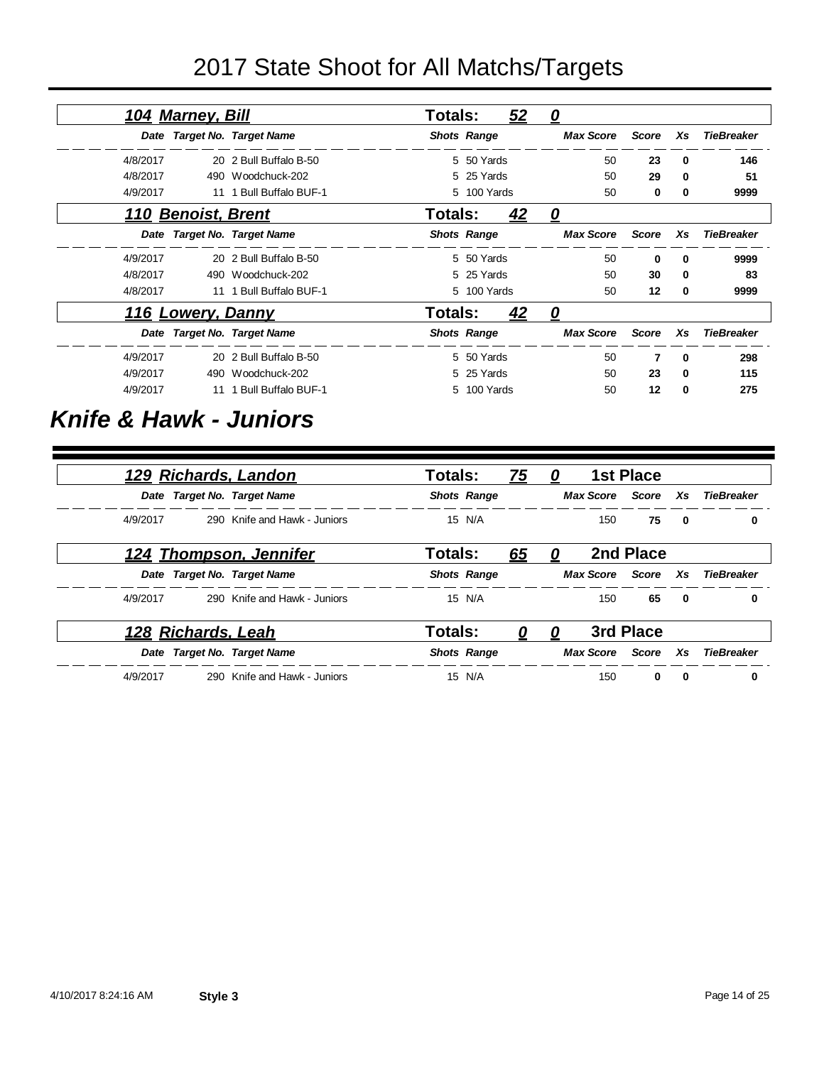# 2017 State Shoot for All Matchs/Targets

### 104 Marney, Bill — Totals: 52 0

| Date | Target No. | Target Name | Shots | Range | Max Score | Score | Xs | TieBreaker |
|---|---|---|---|---|---|---|---|---|
| 4/8/2017 | 20 | 2 Bull Buffalo B-50 | 5 | 50 Yards | 50 | 23 | 0 | 146 |
| 4/8/2017 | 490 | Woodchuck-202 | 5 | 25 Yards | 50 | 29 | 0 | 51 |
| 4/9/2017 | 11 | 1 Bull Buffalo BUF-1 | 5 | 100 Yards | 50 | 0 | 0 | 9999 |

### 110 Benoist, Brent — Totals: 42 0

| Date | Target No. | Target Name | Shots | Range | Max Score | Score | Xs | TieBreaker |
|---|---|---|---|---|---|---|---|---|
| 4/9/2017 | 20 | 2 Bull Buffalo B-50 | 5 | 50 Yards | 50 | 0 | 0 | 9999 |
| 4/8/2017 | 490 | Woodchuck-202 | 5 | 25 Yards | 50 | 30 | 0 | 83 |
| 4/8/2017 | 11 | 1 Bull Buffalo BUF-1 | 5 | 100 Yards | 50 | 12 | 0 | 9999 |

### 116 Lowery, Danny — Totals: 42 0

| Date | Target No. | Target Name | Shots | Range | Max Score | Score | Xs | TieBreaker |
|---|---|---|---|---|---|---|---|---|
| 4/9/2017 | 20 | 2 Bull Buffalo B-50 | 5 | 50 Yards | 50 | 7 | 0 | 298 |
| 4/9/2017 | 490 | Woodchuck-202 | 5 | 25 Yards | 50 | 23 | 0 | 115 |
| 4/9/2017 | 11 | 1 Bull Buffalo BUF-1 | 5 | 100 Yards | 50 | 12 | 0 | 275 |

## Knife & Hawk - Juniors

### 129 Richards, Landon — Totals: 75 0 — 1st Place

| Date | Target No. | Target Name | Shots | Range | Max Score | Score | Xs | TieBreaker |
|---|---|---|---|---|---|---|---|---|
| 4/9/2017 | 290 | Knife and Hawk - Juniors | 15 | N/A | 150 | 75 | 0 | 0 |

### 124 Thompson, Jennifer — Totals: 65 0 — 2nd Place

| Date | Target No. | Target Name | Shots | Range | Max Score | Score | Xs | TieBreaker |
|---|---|---|---|---|---|---|---|---|
| 4/9/2017 | 290 | Knife and Hawk - Juniors | 15 | N/A | 150 | 65 | 0 | 0 |

### 128 Richards, Leah — Totals: 0 0 — 3rd Place

| Date | Target No. | Target Name | Shots | Range | Max Score | Score | Xs | TieBreaker |
|---|---|---|---|---|---|---|---|---|
| 4/9/2017 | 290 | Knife and Hawk - Juniors | 15 | N/A | 150 | 0 | 0 | 0 |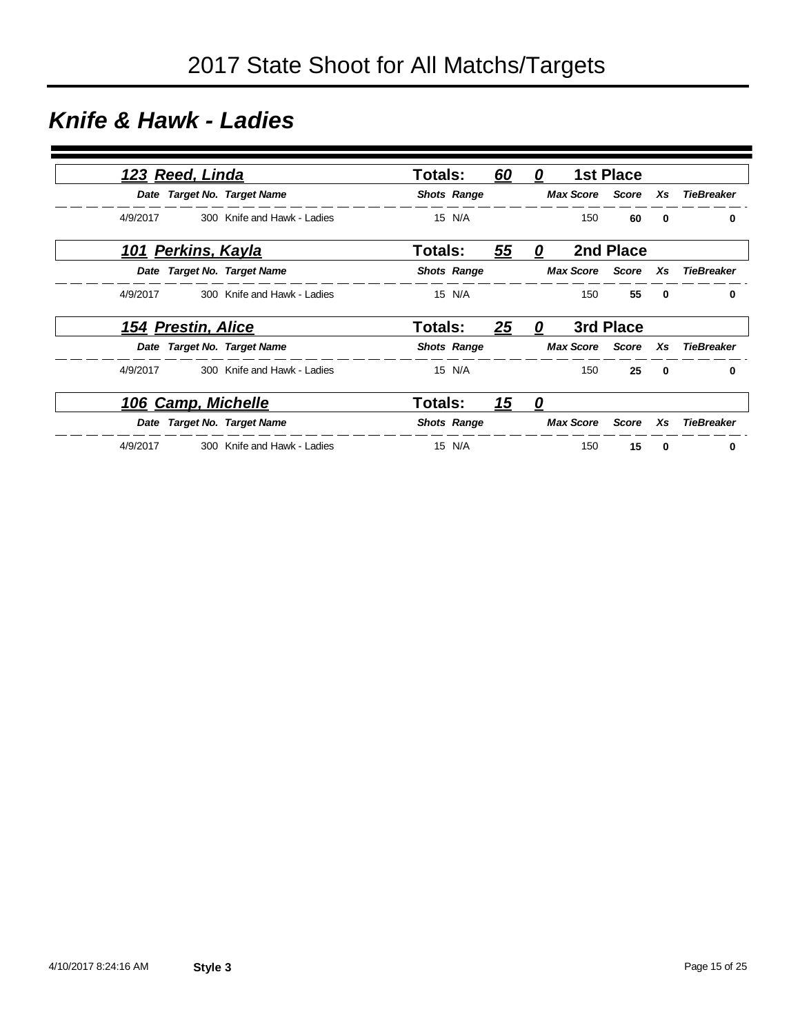# 2017 State Shoot for All Matchs/Targets

## *Knife & Hawk - Ladies*

### *123 Reed, Linda* — Totals: 60 | 0 — 1st Place

| Date | Target No. | Target Name | Shots | Range | Max Score | Score | Xs | TieBreaker |
|---|---|---|---|---|---|---|---|---|
| 4/9/2017 | 300 | Knife and Hawk - Ladies | 15 | N/A | 150 | **60** | **0** | **0** |

### *101 Perkins, Kayla* — Totals: 55 | 0 — 2nd Place

| Date | Target No. | Target Name | Shots | Range | Max Score | Score | Xs | TieBreaker |
|---|---|---|---|---|---|---|---|---|
| 4/9/2017 | 300 | Knife and Hawk - Ladies | 15 | N/A | 150 | **55** | **0** | **0** |

### *154 Prestin, Alice* — Totals: 25 | 0 — 3rd Place

| Date | Target No. | Target Name | Shots | Range | Max Score | Score | Xs | TieBreaker |
|---|---|---|---|---|---|---|---|---|
| 4/9/2017 | 300 | Knife and Hawk - Ladies | 15 | N/A | 150 | **25** | **0** | **0** |

### *106 Camp, Michelle* — Totals: 15 | 0

| Date | Target No. | Target Name | Shots | Range | Max Score | Score | Xs | TieBreaker |
|---|---|---|---|---|---|---|---|---|
| 4/9/2017 | 300 | Knife and Hawk - Ladies | 15 | N/A | 150 | **15** | **0** | **0** |

4/10/2017 8:24:16 AM **Style 3**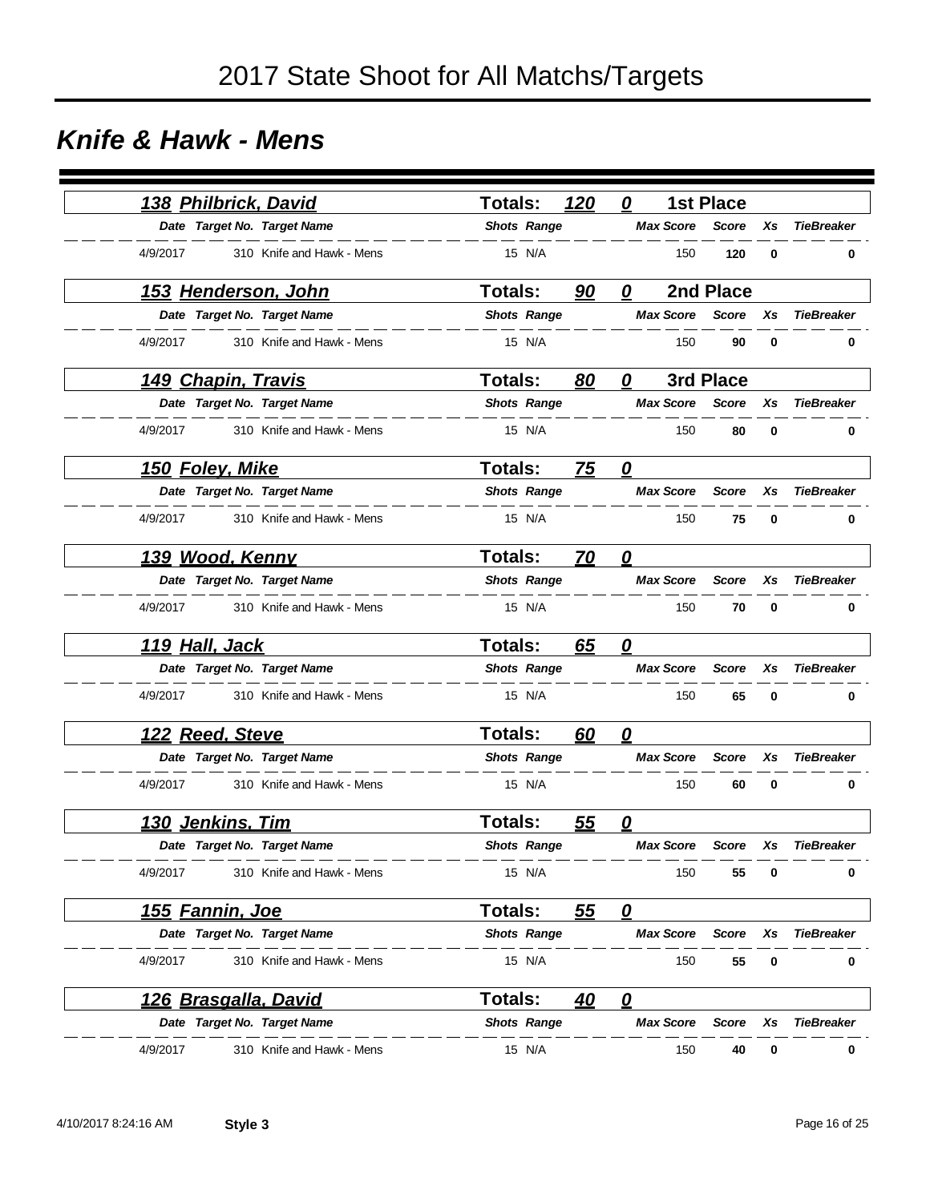# 2017 State Shoot for All Matchs/Targets

## *Knife & Hawk - Mens*

### 138 Philbrick, David — Totals: 120 0 — 1st Place

| Date | Target No. | Target Name | Shots | Range | Max Score | Score | Xs | TieBreaker |
|---|---|---|---|---|---|---|---|---|
| 4/9/2017 | 310 | Knife and Hawk - Mens | 15 | N/A | 150 | **120** | **0** | **0** |

### 153 Henderson, John — Totals: 90 0 — 2nd Place

| Date | Target No. | Target Name | Shots | Range | Max Score | Score | Xs | TieBreaker |
|---|---|---|---|---|---|---|---|---|
| 4/9/2017 | 310 | Knife and Hawk - Mens | 15 | N/A | 150 | **90** | **0** | **0** |

### 149 Chapin, Travis — Totals: 80 0 — 3rd Place

| Date | Target No. | Target Name | Shots | Range | Max Score | Score | Xs | TieBreaker |
|---|---|---|---|---|---|---|---|---|
| 4/9/2017 | 310 | Knife and Hawk - Mens | 15 | N/A | 150 | **80** | **0** | **0** |

### 150 Foley, Mike — Totals: 75 0

| Date | Target No. | Target Name | Shots | Range | Max Score | Score | Xs | TieBreaker |
|---|---|---|---|---|---|---|---|---|
| 4/9/2017 | 310 | Knife and Hawk - Mens | 15 | N/A | 150 | **75** | **0** | **0** |

### 139 Wood, Kenny — Totals: 70 0

| Date | Target No. | Target Name | Shots | Range | Max Score | Score | Xs | TieBreaker |
|---|---|---|---|---|---|---|---|---|
| 4/9/2017 | 310 | Knife and Hawk - Mens | 15 | N/A | 150 | **70** | **0** | **0** |

### 119 Hall, Jack — Totals: 65 0

| Date | Target No. | Target Name | Shots | Range | Max Score | Score | Xs | TieBreaker |
|---|---|---|---|---|---|---|---|---|
| 4/9/2017 | 310 | Knife and Hawk - Mens | 15 | N/A | 150 | **65** | **0** | **0** |

### 122 Reed, Steve — Totals: 60 0

| Date | Target No. | Target Name | Shots | Range | Max Score | Score | Xs | TieBreaker |
|---|---|---|---|---|---|---|---|---|
| 4/9/2017 | 310 | Knife and Hawk - Mens | 15 | N/A | 150 | **60** | **0** | **0** |

### 130 Jenkins, Tim — Totals: 55 0

| Date | Target No. | Target Name | Shots | Range | Max Score | Score | Xs | TieBreaker |
|---|---|---|---|---|---|---|---|---|
| 4/9/2017 | 310 | Knife and Hawk - Mens | 15 | N/A | 150 | **55** | **0** | **0** |

### 155 Fannin, Joe — Totals: 55 0

| Date | Target No. | Target Name | Shots | Range | Max Score | Score | Xs | TieBreaker |
|---|---|---|---|---|---|---|---|---|
| 4/9/2017 | 310 | Knife and Hawk - Mens | 15 | N/A | 150 | **55** | **0** | **0** |

### 126 Brasgalla, David — Totals: 40 0

| Date | Target No. | Target Name | Shots | Range | Max Score | Score | Xs | TieBreaker |
|---|---|---|---|---|---|---|---|---|
| 4/9/2017 | 310 | Knife and Hawk - Mens | 15 | N/A | 150 | **40** | **0** | **0** |

4/10/2017 8:24:16 AM **Style 3**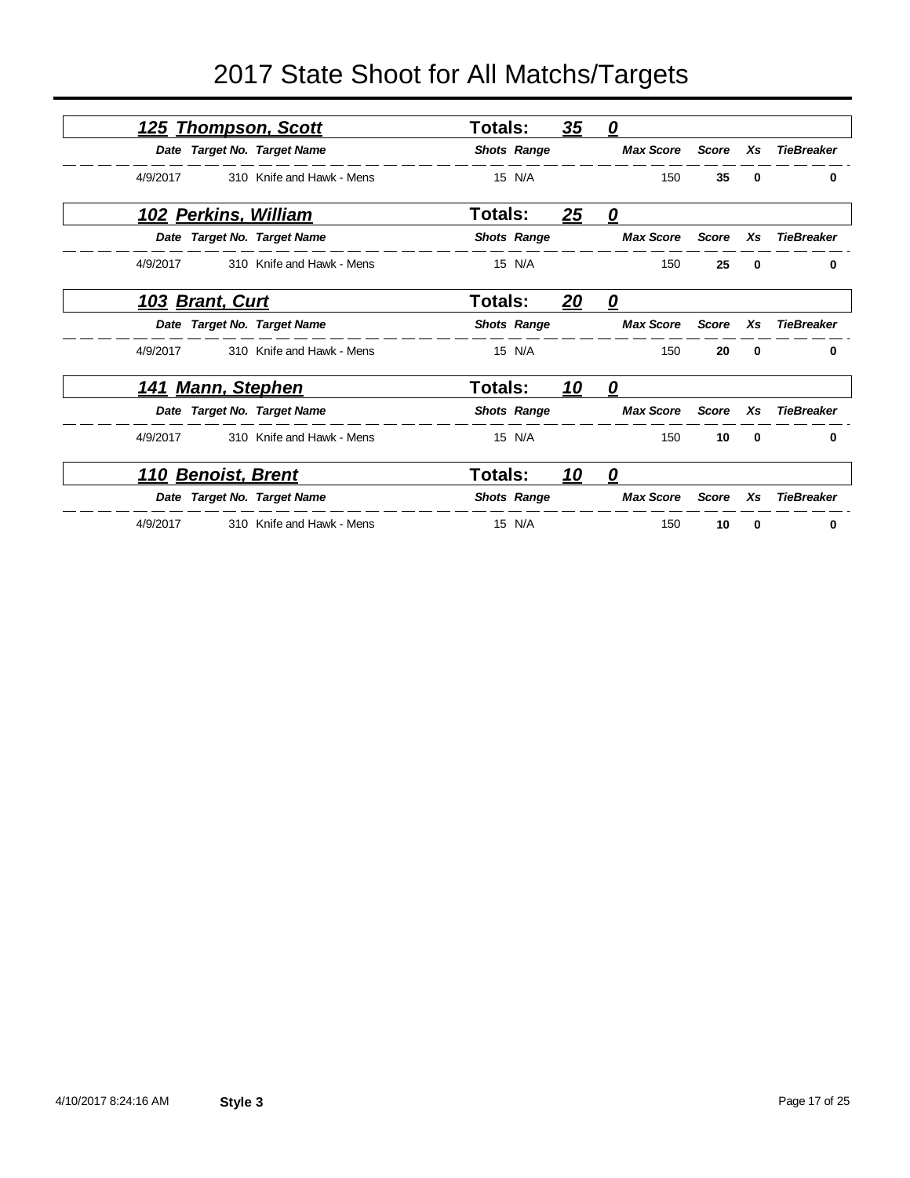# 2017 State Shoot for All Matchs/Targets

## 125 Thompson, Scott — Totals: 35 0

| Date | Target No. | Target Name | Shots | Range | Max Score | Score | Xs | TieBreaker |
|---|---|---|---|---|---|---|---|---|
| 4/9/2017 | 310 | Knife and Hawk - Mens | 15 | N/A | 150 | **35** | **0** | **0** |

## 102 Perkins, William — Totals: 25 0

| Date | Target No. | Target Name | Shots | Range | Max Score | Score | Xs | TieBreaker |
|---|---|---|---|---|---|---|---|---|
| 4/9/2017 | 310 | Knife and Hawk - Mens | 15 | N/A | 150 | **25** | **0** | **0** |

## 103 Brant, Curt — Totals: 20 0

| Date | Target No. | Target Name | Shots | Range | Max Score | Score | Xs | TieBreaker |
|---|---|---|---|---|---|---|---|---|
| 4/9/2017 | 310 | Knife and Hawk - Mens | 15 | N/A | 150 | **20** | **0** | **0** |

## 141 Mann, Stephen — Totals: 10 0

| Date | Target No. | Target Name | Shots | Range | Max Score | Score | Xs | TieBreaker |
|---|---|---|---|---|---|---|---|---|
| 4/9/2017 | 310 | Knife and Hawk - Mens | 15 | N/A | 150 | **10** | **0** | **0** |

## 110 Benoist, Brent — Totals: 10 0

| Date | Target No. | Target Name | Shots | Range | Max Score | Score | Xs | TieBreaker |
|---|---|---|---|---|---|---|---|---|
| 4/9/2017 | 310 | Knife and Hawk - Mens | 15 | N/A | 150 | **10** | **0** | **0** |

4/10/2017 8:24:16 AM **Style 3**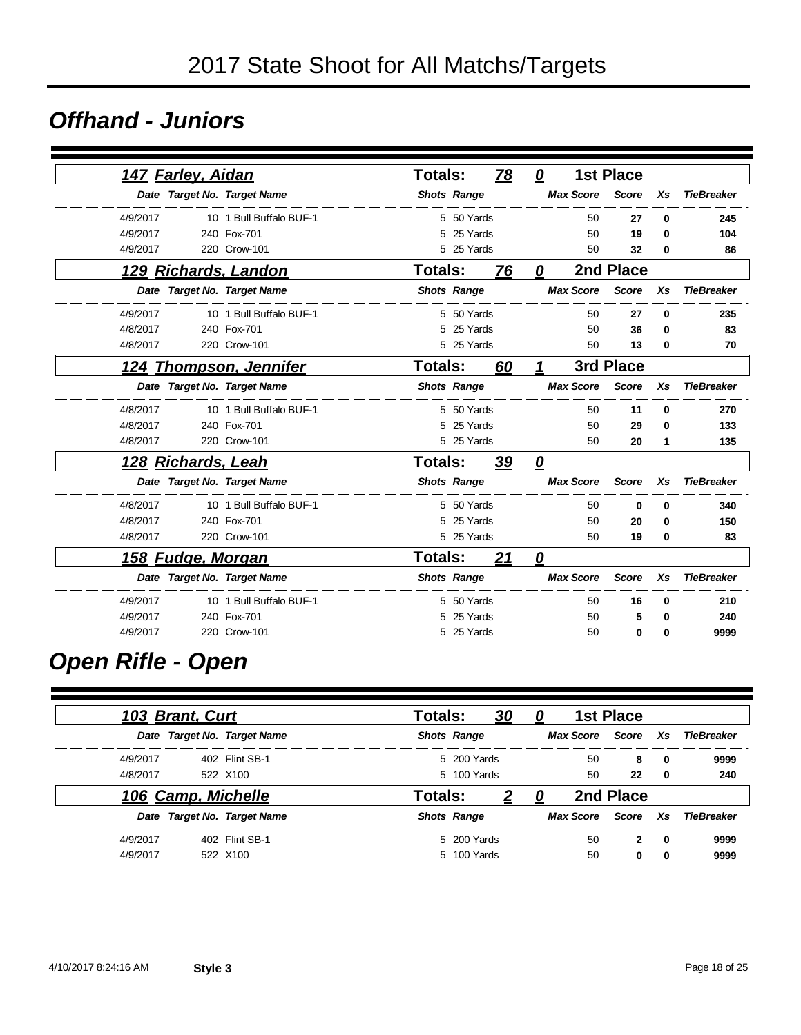# 2017 State Shoot for All Matchs/Targets

## Offhand - Juniors

### 147 Farley, Aidan — Totals: 78 0 — 1st Place

| Date | Target No. | Target Name | Shots | Range | Max Score | Score | Xs | TieBreaker |
|---|---|---|---|---|---|---|---|---|
| 4/9/2017 | 10 | 1 Bull Buffalo BUF-1 | 5 | 50 Yards | 50 | **27** | **0** | **245** |
| 4/9/2017 | 240 | Fox-701 | 5 | 25 Yards | 50 | **19** | **0** | **104** |
| 4/9/2017 | 220 | Crow-101 | 5 | 25 Yards | 50 | **32** | **0** | **86** |

### 129 Richards, Landon — Totals: 76 0 — 2nd Place

| Date | Target No. | Target Name | Shots | Range | Max Score | Score | Xs | TieBreaker |
|---|---|---|---|---|---|---|---|---|
| 4/9/2017 | 10 | 1 Bull Buffalo BUF-1 | 5 | 50 Yards | 50 | **27** | **0** | **235** |
| 4/8/2017 | 240 | Fox-701 | 5 | 25 Yards | 50 | **36** | **0** | **83** |
| 4/8/2017 | 220 | Crow-101 | 5 | 25 Yards | 50 | **13** | **0** | **70** |

### 124 Thompson, Jennifer — Totals: 60 1 — 3rd Place

| Date | Target No. | Target Name | Shots | Range | Max Score | Score | Xs | TieBreaker |
|---|---|---|---|---|---|---|---|---|
| 4/8/2017 | 10 | 1 Bull Buffalo BUF-1 | 5 | 50 Yards | 50 | **11** | **0** | **270** |
| 4/8/2017 | 240 | Fox-701 | 5 | 25 Yards | 50 | **29** | **0** | **133** |
| 4/8/2017 | 220 | Crow-101 | 5 | 25 Yards | 50 | **20** | **1** | **135** |

### 128 Richards, Leah — Totals: 39 0

| Date | Target No. | Target Name | Shots | Range | Max Score | Score | Xs | TieBreaker |
|---|---|---|---|---|---|---|---|---|
| 4/8/2017 | 10 | 1 Bull Buffalo BUF-1 | 5 | 50 Yards | 50 | **0** | **0** | **340** |
| 4/8/2017 | 240 | Fox-701 | 5 | 25 Yards | 50 | **20** | **0** | **150** |
| 4/8/2017 | 220 | Crow-101 | 5 | 25 Yards | 50 | **19** | **0** | **83** |

### 158 Fudge, Morgan — Totals: 21 0

| Date | Target No. | Target Name | Shots | Range | Max Score | Score | Xs | TieBreaker |
|---|---|---|---|---|---|---|---|---|
| 4/9/2017 | 10 | 1 Bull Buffalo BUF-1 | 5 | 50 Yards | 50 | **16** | **0** | **210** |
| 4/9/2017 | 240 | Fox-701 | 5 | 25 Yards | 50 | **5** | **0** | **240** |
| 4/9/2017 | 220 | Crow-101 | 5 | 25 Yards | 50 | **0** | **0** | **9999** |

## Open Rifle - Open

### 103 Brant, Curt — Totals: 30 0 — 1st Place

| Date | Target No. | Target Name | Shots | Range | Max Score | Score | Xs | TieBreaker |
|---|---|---|---|---|---|---|---|---|
| 4/9/2017 | 402 | Flint SB-1 | 5 | 200 Yards | 50 | **8** | **0** | **9999** |
| 4/8/2017 | 522 | X100 | 5 | 100 Yards | 50 | **22** | **0** | **240** |

### 106 Camp, Michelle — Totals: 2 0 — 2nd Place

| Date | Target No. | Target Name | Shots | Range | Max Score | Score | Xs | TieBreaker |
|---|---|---|---|---|---|---|---|---|
| 4/9/2017 | 402 | Flint SB-1 | 5 | 200 Yards | 50 | **2** | **0** | **9999** |
| 4/9/2017 | 522 | X100 | 5 | 100 Yards | 50 | **0** | **0** | **9999** |

4/10/2017 8:24:16 AM **Style 3**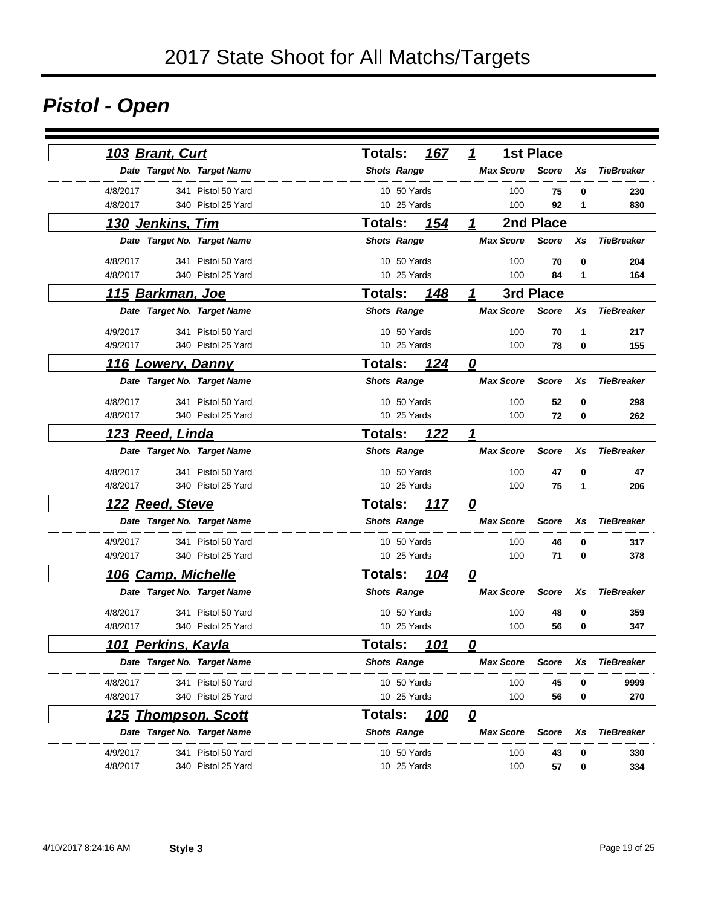# 2017 State Shoot for All Matchs/Targets

## Pistol - Open

### 103 Brant, Curt — Totals: 167 — 1 — 1st Place

| Date | Target No. | Target Name | Shots | Range | Max Score | Score | Xs | TieBreaker |
|---|---|---|---|---|---|---|---|---|
| 4/8/2017 | 341 | Pistol 50 Yard | 10 | 50 Yards | 100 | **75** | **0** | **230** |
| 4/8/2017 | 340 | Pistol 25 Yard | 10 | 25 Yards | 100 | **92** | **1** | **830** |

### 130 Jenkins, Tim — Totals: 154 — 1 — 2nd Place

| Date | Target No. | Target Name | Shots | Range | Max Score | Score | Xs | TieBreaker |
|---|---|---|---|---|---|---|---|---|
| 4/8/2017 | 341 | Pistol 50 Yard | 10 | 50 Yards | 100 | **70** | **0** | **204** |
| 4/8/2017 | 340 | Pistol 25 Yard | 10 | 25 Yards | 100 | **84** | **1** | **164** |

### 115 Barkman, Joe — Totals: 148 — 1 — 3rd Place

| Date | Target No. | Target Name | Shots | Range | Max Score | Score | Xs | TieBreaker |
|---|---|---|---|---|---|---|---|---|
| 4/9/2017 | 341 | Pistol 50 Yard | 10 | 50 Yards | 100 | **70** | **1** | **217** |
| 4/9/2017 | 340 | Pistol 25 Yard | 10 | 25 Yards | 100 | **78** | **0** | **155** |

### 116 Lowery, Danny — Totals: 124 — 0

| Date | Target No. | Target Name | Shots | Range | Max Score | Score | Xs | TieBreaker |
|---|---|---|---|---|---|---|---|---|
| 4/8/2017 | 341 | Pistol 50 Yard | 10 | 50 Yards | 100 | **52** | **0** | **298** |
| 4/8/2017 | 340 | Pistol 25 Yard | 10 | 25 Yards | 100 | **72** | **0** | **262** |

### 123 Reed, Linda — Totals: 122 — 1

| Date | Target No. | Target Name | Shots | Range | Max Score | Score | Xs | TieBreaker |
|---|---|---|---|---|---|---|---|---|
| 4/8/2017 | 341 | Pistol 50 Yard | 10 | 50 Yards | 100 | **47** | **0** | **47** |
| 4/8/2017 | 340 | Pistol 25 Yard | 10 | 25 Yards | 100 | **75** | **1** | **206** |

### 122 Reed, Steve — Totals: 117 — 0

| Date | Target No. | Target Name | Shots | Range | Max Score | Score | Xs | TieBreaker |
|---|---|---|---|---|---|---|---|---|
| 4/9/2017 | 341 | Pistol 50 Yard | 10 | 50 Yards | 100 | **46** | **0** | **317** |
| 4/9/2017 | 340 | Pistol 25 Yard | 10 | 25 Yards | 100 | **71** | **0** | **378** |

### 106 Camp, Michelle — Totals: 104 — 0

| Date | Target No. | Target Name | Shots | Range | Max Score | Score | Xs | TieBreaker |
|---|---|---|---|---|---|---|---|---|
| 4/8/2017 | 341 | Pistol 50 Yard | 10 | 50 Yards | 100 | **48** | **0** | **359** |
| 4/8/2017 | 340 | Pistol 25 Yard | 10 | 25 Yards | 100 | **56** | **0** | **347** |

### 101 Perkins, Kayla — Totals: 101 — 0

| Date | Target No. | Target Name | Shots | Range | Max Score | Score | Xs | TieBreaker |
|---|---|---|---|---|---|---|---|---|
| 4/8/2017 | 341 | Pistol 50 Yard | 10 | 50 Yards | 100 | **45** | **0** | **9999** |
| 4/8/2017 | 340 | Pistol 25 Yard | 10 | 25 Yards | 100 | **56** | **0** | **270** |

### 125 Thompson, Scott — Totals: 100 — 0

| Date | Target No. | Target Name | Shots | Range | Max Score | Score | Xs | TieBreaker |
|---|---|---|---|---|---|---|---|---|
| 4/9/2017 | 341 | Pistol 50 Yard | 10 | 50 Yards | 100 | **43** | **0** | **330** |
| 4/8/2017 | 340 | Pistol 25 Yard | 10 | 25 Yards | 100 | **57** | **0** | **334** |

4/10/2017 8:24:16 AM **Style 3**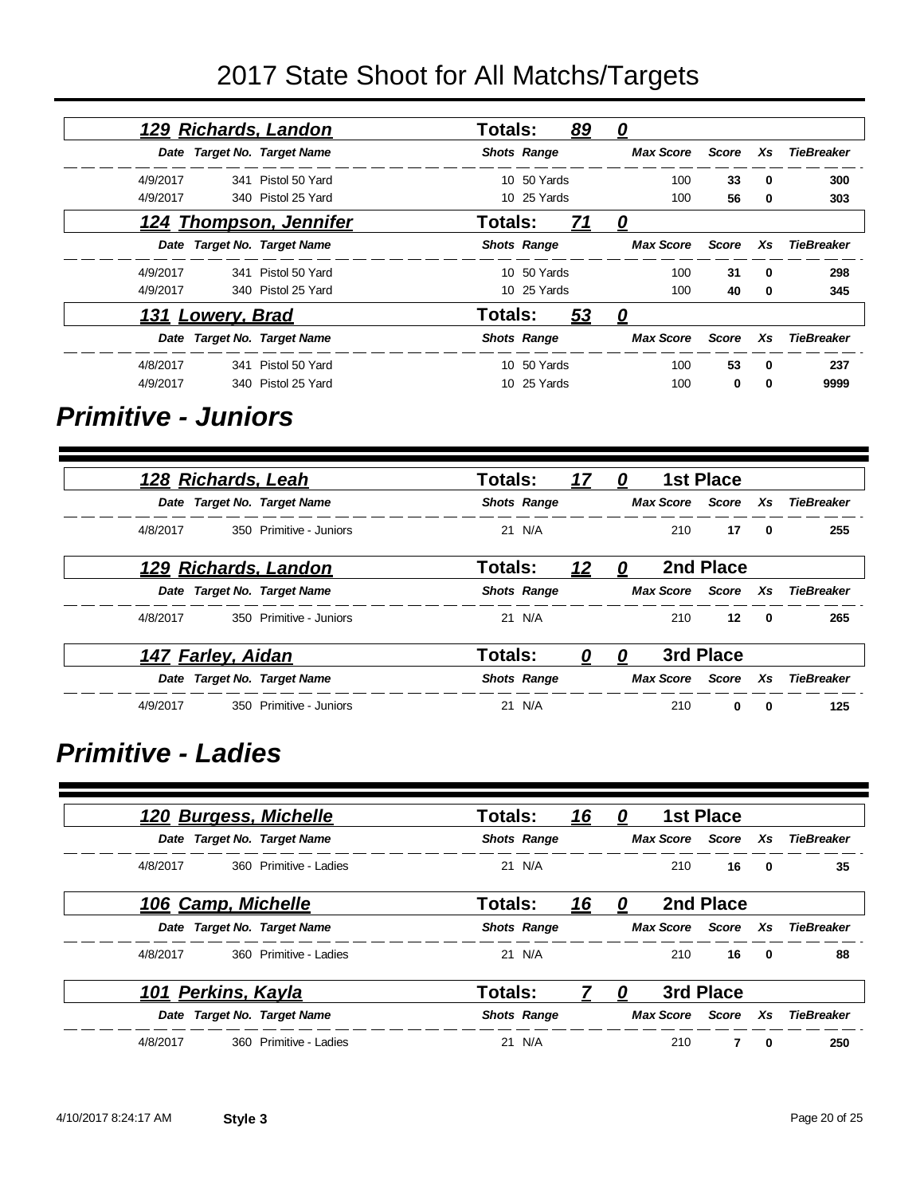# 2017 State Shoot for All Matchs/Targets

### 129 Richards, Landon — Totals: 89 — 0

| Date | Target No. | Target Name | Shots | Range | Max Score | Score | Xs | TieBreaker |
|---|---|---|---|---|---|---|---|---|
| 4/9/2017 | 341 | Pistol 50 Yard | 10 | 50 Yards | 100 | 33 | 0 | 300 |
| 4/9/2017 | 340 | Pistol 25 Yard | 10 | 25 Yards | 100 | 56 | 0 | 303 |

### 124 Thompson, Jennifer — Totals: 71 — 0

| Date | Target No. | Target Name | Shots | Range | Max Score | Score | Xs | TieBreaker |
|---|---|---|---|---|---|---|---|---|
| 4/9/2017 | 341 | Pistol 50 Yard | 10 | 50 Yards | 100 | 31 | 0 | 298 |
| 4/9/2017 | 340 | Pistol 25 Yard | 10 | 25 Yards | 100 | 40 | 0 | 345 |

### 131 Lowery, Brad — Totals: 53 — 0

| Date | Target No. | Target Name | Shots | Range | Max Score | Score | Xs | TieBreaker |
|---|---|---|---|---|---|---|---|---|
| 4/8/2017 | 341 | Pistol 50 Yard | 10 | 50 Yards | 100 | 53 | 0 | 237 |
| 4/9/2017 | 340 | Pistol 25 Yard | 10 | 25 Yards | 100 | 0 | 0 | 9999 |

## Primitive - Juniors

### 128 Richards, Leah — Totals: 17 — 0 — 1st Place

| Date | Target No. | Target Name | Shots | Range | Max Score | Score | Xs | TieBreaker |
|---|---|---|---|---|---|---|---|---|
| 4/8/2017 | 350 | Primitive - Juniors | 21 | N/A | 210 | 17 | 0 | 255 |

### 129 Richards, Landon — Totals: 12 — 0 — 2nd Place

| Date | Target No. | Target Name | Shots | Range | Max Score | Score | Xs | TieBreaker |
|---|---|---|---|---|---|---|---|---|
| 4/8/2017 | 350 | Primitive - Juniors | 21 | N/A | 210 | 12 | 0 | 265 |

### 147 Farley, Aidan — Totals: 0 — 0 — 3rd Place

| Date | Target No. | Target Name | Shots | Range | Max Score | Score | Xs | TieBreaker |
|---|---|---|---|---|---|---|---|---|
| 4/9/2017 | 350 | Primitive - Juniors | 21 | N/A | 210 | 0 | 0 | 125 |

## Primitive - Ladies

### 120 Burgess, Michelle — Totals: 16 — 0 — 1st Place

| Date | Target No. | Target Name | Shots | Range | Max Score | Score | Xs | TieBreaker |
|---|---|---|---|---|---|---|---|---|
| 4/8/2017 | 360 | Primitive - Ladies | 21 | N/A | 210 | 16 | 0 | 35 |

### 106 Camp, Michelle — Totals: 16 — 0 — 2nd Place

| Date | Target No. | Target Name | Shots | Range | Max Score | Score | Xs | TieBreaker |
|---|---|---|---|---|---|---|---|---|
| 4/8/2017 | 360 | Primitive - Ladies | 21 | N/A | 210 | 16 | 0 | 88 |

### 101 Perkins, Kayla — Totals: 7 — 0 — 3rd Place

| Date | Target No. | Target Name | Shots | Range | Max Score | Score | Xs | TieBreaker |
|---|---|---|---|---|---|---|---|---|
| 4/8/2017 | 360 | Primitive - Ladies | 21 | N/A | 210 | 7 | 0 | 250 |

4/10/2017 8:24:17 AM **Style 3**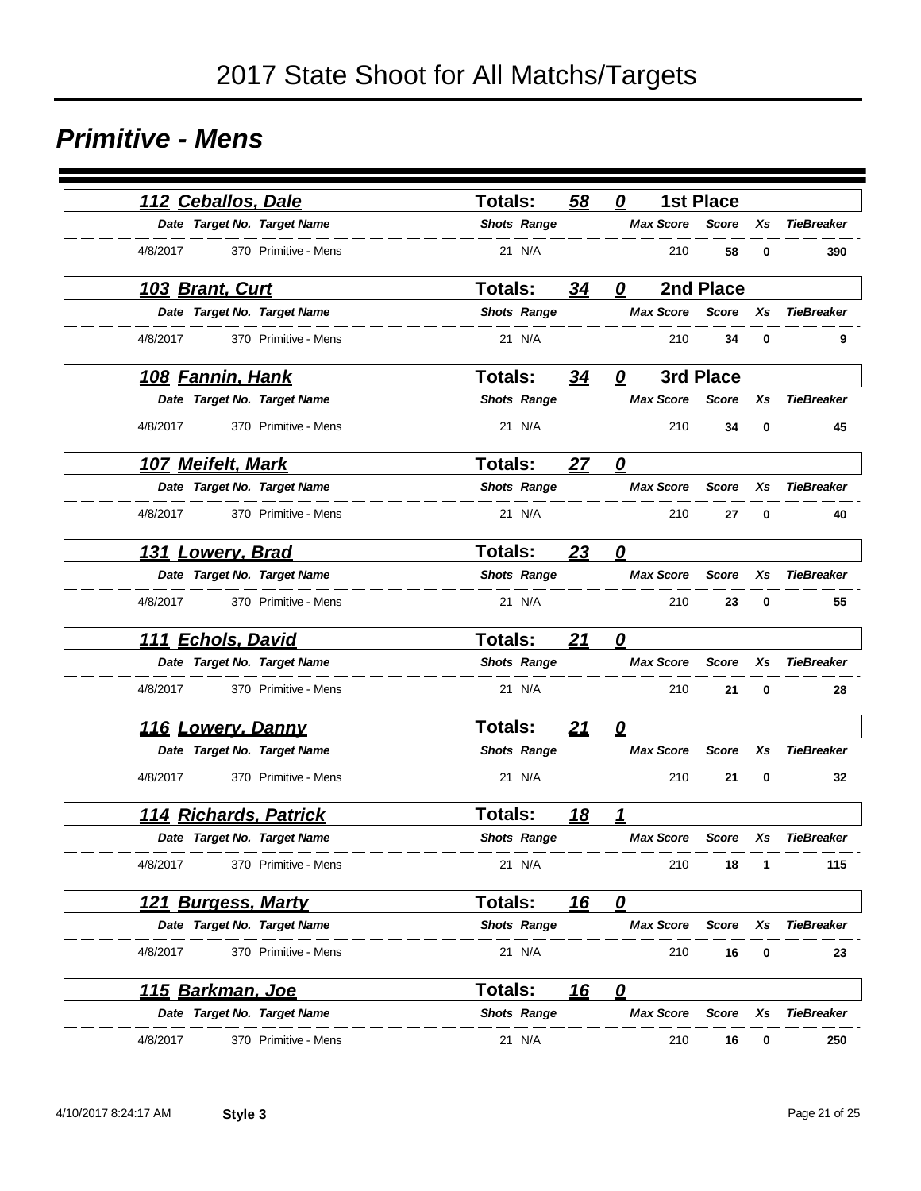# 2017 State Shoot for All Matchs/Targets

## *Primitive - Mens*

### *112 Ceballos, Dale* — Totals: 58 | 0 — 1st Place

| Date | Target No. | Target Name | Shots | Range | Max Score | Score | Xs | TieBreaker |
|---|---|---|---|---|---|---|---|---|
| 4/8/2017 | 370 | Primitive - Mens | 21 | N/A | 210 | **58** | **0** | **390** |

### *103 Brant, Curt* — Totals: 34 | 0 — 2nd Place

| Date | Target No. | Target Name | Shots | Range | Max Score | Score | Xs | TieBreaker |
|---|---|---|---|---|---|---|---|---|
| 4/8/2017 | 370 | Primitive - Mens | 21 | N/A | 210 | **34** | **0** | **9** |

### *108 Fannin, Hank* — Totals: 34 | 0 — 3rd Place

| Date | Target No. | Target Name | Shots | Range | Max Score | Score | Xs | TieBreaker |
|---|---|---|---|---|---|---|---|---|
| 4/8/2017 | 370 | Primitive - Mens | 21 | N/A | 210 | **34** | **0** | **45** |

### *107 Meifelt, Mark* — Totals: 27 | 0

| Date | Target No. | Target Name | Shots | Range | Max Score | Score | Xs | TieBreaker |
|---|---|---|---|---|---|---|---|---|
| 4/8/2017 | 370 | Primitive - Mens | 21 | N/A | 210 | **27** | **0** | **40** |

### *131 Lowery, Brad* — Totals: 23 | 0

| Date | Target No. | Target Name | Shots | Range | Max Score | Score | Xs | TieBreaker |
|---|---|---|---|---|---|---|---|---|
| 4/8/2017 | 370 | Primitive - Mens | 21 | N/A | 210 | **23** | **0** | **55** |

### *111 Echols, David* — Totals: 21 | 0

| Date | Target No. | Target Name | Shots | Range | Max Score | Score | Xs | TieBreaker |
|---|---|---|---|---|---|---|---|---|
| 4/8/2017 | 370 | Primitive - Mens | 21 | N/A | 210 | **21** | **0** | **28** |

### *116 Lowery, Danny* — Totals: 21 | 0

| Date | Target No. | Target Name | Shots | Range | Max Score | Score | Xs | TieBreaker |
|---|---|---|---|---|---|---|---|---|
| 4/8/2017 | 370 | Primitive - Mens | 21 | N/A | 210 | **21** | **0** | **32** |

### *114 Richards, Patrick* — Totals: 18 | 1

| Date | Target No. | Target Name | Shots | Range | Max Score | Score | Xs | TieBreaker |
|---|---|---|---|---|---|---|---|---|
| 4/8/2017 | 370 | Primitive - Mens | 21 | N/A | 210 | **18** | **1** | **115** |

### *121 Burgess, Marty* — Totals: 16 | 0

| Date | Target No. | Target Name | Shots | Range | Max Score | Score | Xs | TieBreaker |
|---|---|---|---|---|---|---|---|---|
| 4/8/2017 | 370 | Primitive - Mens | 21 | N/A | 210 | **16** | **0** | **23** |

### *115 Barkman, Joe* — Totals: 16 | 0

| Date | Target No. | Target Name | Shots | Range | Max Score | Score | Xs | TieBreaker |
|---|---|---|---|---|---|---|---|---|
| 4/8/2017 | 370 | Primitive - Mens | 21 | N/A | 210 | **16** | **0** | **250** |

4/10/2017 8:24:17 AM **Style 3**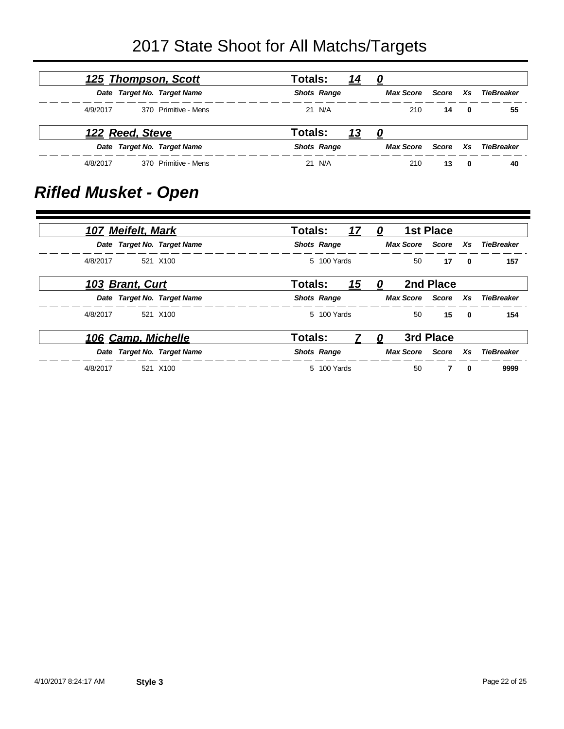# 2017 State Shoot for All Matchs/Targets

### 125 Thompson, Scott — Totals: 14 0

| Date | Target No. | Target Name | Shots | Range | Max Score | Score | Xs | TieBreaker |
|---|---|---|---|---|---|---|---|---|
| 4/9/2017 | 370 | Primitive - Mens | 21 | N/A | 210 | **14** | **0** | **55** |

### 122 Reed, Steve — Totals: 13 0

| Date | Target No. | Target Name | Shots | Range | Max Score | Score | Xs | TieBreaker |
|---|---|---|---|---|---|---|---|---|
| 4/8/2017 | 370 | Primitive - Mens | 21 | N/A | 210 | **13** | **0** | **40** |

## Rifled Musket - Open

### 107 Meifelt, Mark — Totals: 17 0 — 1st Place

| Date | Target No. | Target Name | Shots | Range | Max Score | Score | Xs | TieBreaker |
|---|---|---|---|---|---|---|---|---|
| 4/8/2017 | 521 | X100 | 5 | 100 Yards | 50 | **17** | **0** | **157** |

### 103 Brant, Curt — Totals: 15 0 — 2nd Place

| Date | Target No. | Target Name | Shots | Range | Max Score | Score | Xs | TieBreaker |
|---|---|---|---|---|---|---|---|---|
| 4/8/2017 | 521 | X100 | 5 | 100 Yards | 50 | **15** | **0** | **154** |

### 106 Camp, Michelle — Totals: 7 0 — 3rd Place

| Date | Target No. | Target Name | Shots | Range | Max Score | Score | Xs | TieBreaker |
|---|---|---|---|---|---|---|---|---|
| 4/8/2017 | 521 | X100 | 5 | 100 Yards | 50 | **7** | **0** | **9999** |

4/10/2017 8:24:17 AM **Style 3**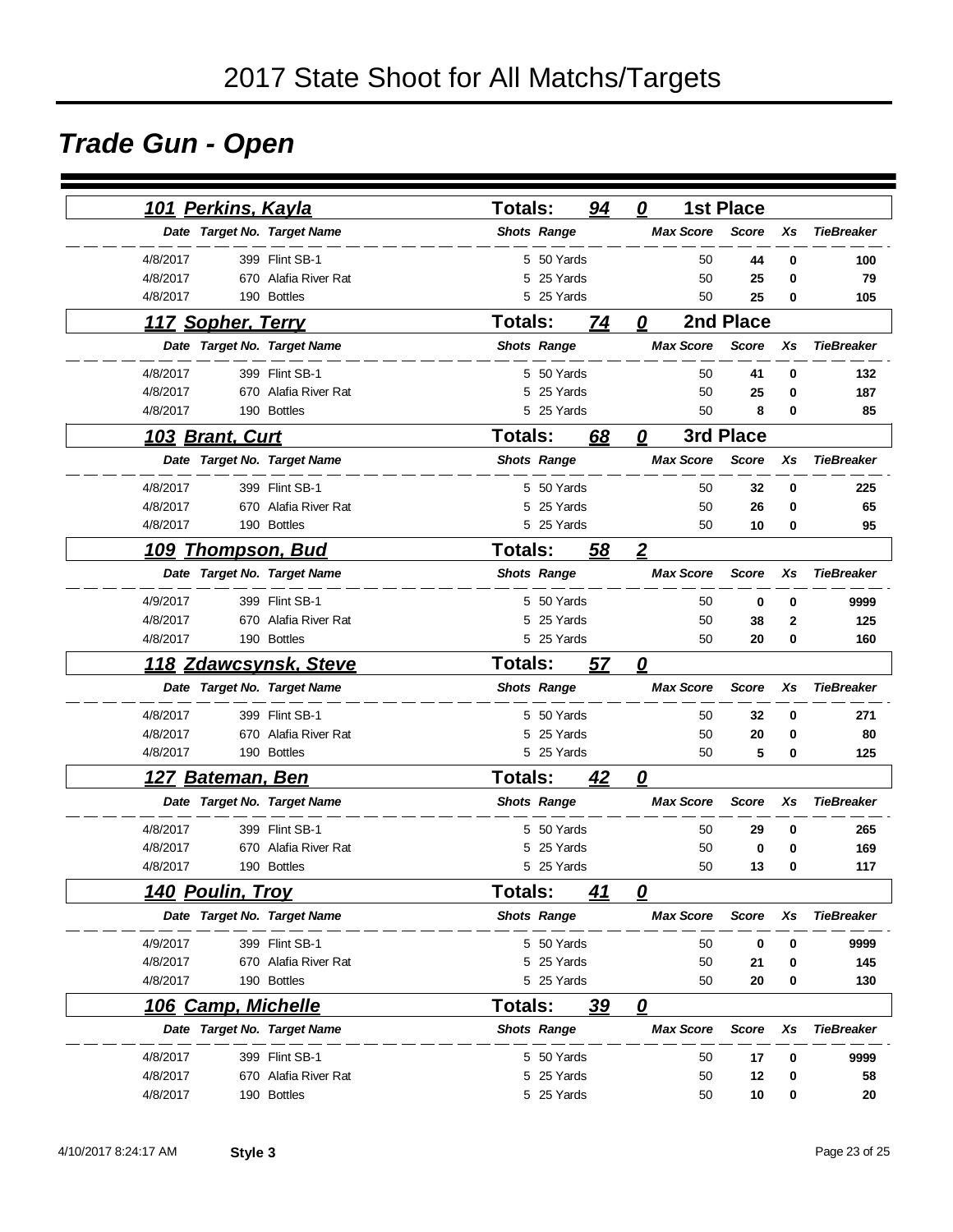# 2017 State Shoot for All Matchs/Targets

## Trade Gun - Open

### 101 Perkins, Kayla — Totals: 94 0 — 1st Place

| Date | Target No. | Target Name | Shots | Range | Max Score | Score | Xs | TieBreaker |
|---|---|---|---|---|---|---|---|---|
| 4/8/2017 | 399 | Flint SB-1 | 5 | 50 Yards | 50 | 44 | 0 | 100 |
| 4/8/2017 | 670 | Alafia River Rat | 5 | 25 Yards | 50 | 25 | 0 | 79 |
| 4/8/2017 | 190 | Bottles | 5 | 25 Yards | 50 | 25 | 0 | 105 |

### 117 Sopher, Terry — Totals: 74 0 — 2nd Place

| Date | Target No. | Target Name | Shots | Range | Max Score | Score | Xs | TieBreaker |
|---|---|---|---|---|---|---|---|---|
| 4/8/2017 | 399 | Flint SB-1 | 5 | 50 Yards | 50 | 41 | 0 | 132 |
| 4/8/2017 | 670 | Alafia River Rat | 5 | 25 Yards | 50 | 25 | 0 | 187 |
| 4/8/2017 | 190 | Bottles | 5 | 25 Yards | 50 | 8 | 0 | 85 |

### 103 Brant, Curt — Totals: 68 0 — 3rd Place

| Date | Target No. | Target Name | Shots | Range | Max Score | Score | Xs | TieBreaker |
|---|---|---|---|---|---|---|---|---|
| 4/8/2017 | 399 | Flint SB-1 | 5 | 50 Yards | 50 | 32 | 0 | 225 |
| 4/8/2017 | 670 | Alafia River Rat | 5 | 25 Yards | 50 | 26 | 0 | 65 |
| 4/8/2017 | 190 | Bottles | 5 | 25 Yards | 50 | 10 | 0 | 95 |

### 109 Thompson, Bud — Totals: 58 2

| Date | Target No. | Target Name | Shots | Range | Max Score | Score | Xs | TieBreaker |
|---|---|---|---|---|---|---|---|---|
| 4/9/2017 | 399 | Flint SB-1 | 5 | 50 Yards | 50 | 0 | 0 | 9999 |
| 4/8/2017 | 670 | Alafia River Rat | 5 | 25 Yards | 50 | 38 | 2 | 125 |
| 4/8/2017 | 190 | Bottles | 5 | 25 Yards | 50 | 20 | 0 | 160 |

### 118 Zdawcsynsk, Steve — Totals: 57 0

| Date | Target No. | Target Name | Shots | Range | Max Score | Score | Xs | TieBreaker |
|---|---|---|---|---|---|---|---|---|
| 4/8/2017 | 399 | Flint SB-1 | 5 | 50 Yards | 50 | 32 | 0 | 271 |
| 4/8/2017 | 670 | Alafia River Rat | 5 | 25 Yards | 50 | 20 | 0 | 80 |
| 4/8/2017 | 190 | Bottles | 5 | 25 Yards | 50 | 5 | 0 | 125 |

### 127 Bateman, Ben — Totals: 42 0

| Date | Target No. | Target Name | Shots | Range | Max Score | Score | Xs | TieBreaker |
|---|---|---|---|---|---|---|---|---|
| 4/8/2017 | 399 | Flint SB-1 | 5 | 50 Yards | 50 | 29 | 0 | 265 |
| 4/8/2017 | 670 | Alafia River Rat | 5 | 25 Yards | 50 | 0 | 0 | 169 |
| 4/8/2017 | 190 | Bottles | 5 | 25 Yards | 50 | 13 | 0 | 117 |

### 140 Poulin, Troy — Totals: 41 0

| Date | Target No. | Target Name | Shots | Range | Max Score | Score | Xs | TieBreaker |
|---|---|---|---|---|---|---|---|---|
| 4/9/2017 | 399 | Flint SB-1 | 5 | 50 Yards | 50 | 0 | 0 | 9999 |
| 4/8/2017 | 670 | Alafia River Rat | 5 | 25 Yards | 50 | 21 | 0 | 145 |
| 4/8/2017 | 190 | Bottles | 5 | 25 Yards | 50 | 20 | 0 | 130 |

### 106 Camp, Michelle — Totals: 39 0

| Date | Target No. | Target Name | Shots | Range | Max Score | Score | Xs | TieBreaker |
|---|---|---|---|---|---|---|---|---|
| 4/8/2017 | 399 | Flint SB-1 | 5 | 50 Yards | 50 | 17 | 0 | 9999 |
| 4/8/2017 | 670 | Alafia River Rat | 5 | 25 Yards | 50 | 12 | 0 | 58 |
| 4/8/2017 | 190 | Bottles | 5 | 25 Yards | 50 | 10 | 0 | 20 |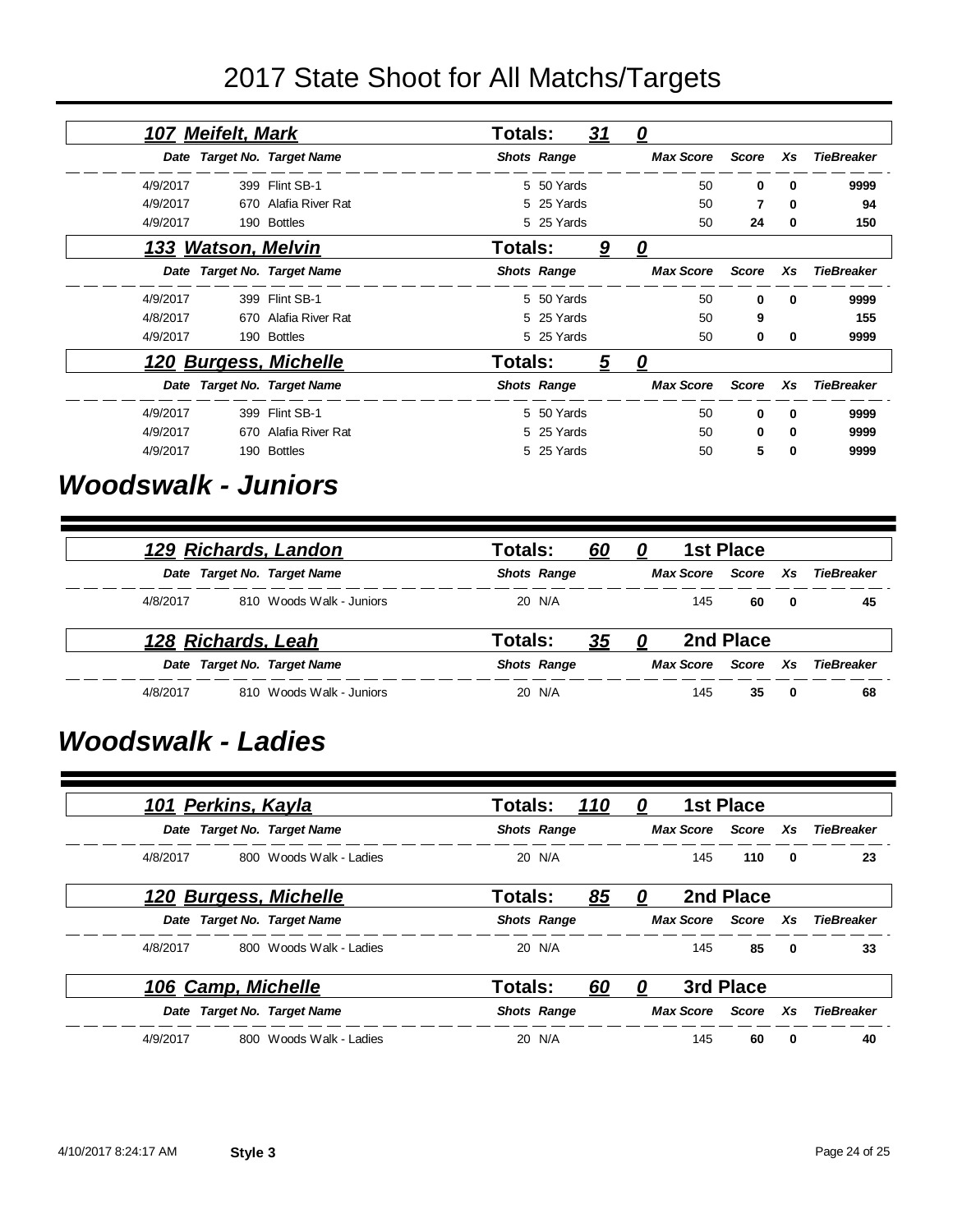# 2017 State Shoot for All Matchs/Targets

**107 Meifelt, Mark** — Totals: 31 / 0

| Date | Target No. | Target Name | Shots | Range | Max Score | Score | Xs | TieBreaker |
|---|---|---|---|---|---|---|---|---|
| 4/9/2017 | 399 | Flint SB-1 | 5 | 50 Yards | 50 | 0 | 0 | 9999 |
| 4/9/2017 | 670 | Alafia River Rat | 5 | 25 Yards | 50 | 7 | 0 | 94 |
| 4/9/2017 | 190 | Bottles | 5 | 25 Yards | 50 | 24 | 0 | 150 |

**133 Watson, Melvin** — Totals: 9 / 0

| Date | Target No. | Target Name | Shots | Range | Max Score | Score | Xs | TieBreaker |
|---|---|---|---|---|---|---|---|---|
| 4/9/2017 | 399 | Flint SB-1 | 5 | 50 Yards | 50 | 0 | 0 | 9999 |
| 4/8/2017 | 670 | Alafia River Rat | 5 | 25 Yards | 50 | 9 | | 155 |
| 4/9/2017 | 190 | Bottles | 5 | 25 Yards | 50 | 0 | 0 | 9999 |

**120 Burgess, Michelle** — Totals: 5 / 0

| Date | Target No. | Target Name | Shots | Range | Max Score | Score | Xs | TieBreaker |
|---|---|---|---|---|---|---|---|---|
| 4/9/2017 | 399 | Flint SB-1 | 5 | 50 Yards | 50 | 0 | 0 | 9999 |
| 4/9/2017 | 670 | Alafia River Rat | 5 | 25 Yards | 50 | 0 | 0 | 9999 |
| 4/9/2017 | 190 | Bottles | 5 | 25 Yards | 50 | 5 | 0 | 9999 |

## Woodswalk - Juniors

**129 Richards, Landon** — Totals: 60 / 0 — 1st Place

| Date | Target No. | Target Name | Shots | Range | Max Score | Score | Xs | TieBreaker |
|---|---|---|---|---|---|---|---|---|
| 4/8/2017 | 810 | Woods Walk - Juniors | 20 | N/A | 145 | 60 | 0 | 45 |

**128 Richards, Leah** — Totals: 35 / 0 — 2nd Place

| Date | Target No. | Target Name | Shots | Range | Max Score | Score | Xs | TieBreaker |
|---|---|---|---|---|---|---|---|---|
| 4/8/2017 | 810 | Woods Walk - Juniors | 20 | N/A | 145 | 35 | 0 | 68 |

## Woodswalk - Ladies

**101 Perkins, Kayla** — Totals: 110 / 0 — 1st Place

| Date | Target No. | Target Name | Shots | Range | Max Score | Score | Xs | TieBreaker |
|---|---|---|---|---|---|---|---|---|
| 4/8/2017 | 800 | Woods Walk - Ladies | 20 | N/A | 145 | 110 | 0 | 23 |

**120 Burgess, Michelle** — Totals: 85 / 0 — 2nd Place

| Date | Target No. | Target Name | Shots | Range | Max Score | Score | Xs | TieBreaker |
|---|---|---|---|---|---|---|---|---|
| 4/8/2017 | 800 | Woods Walk - Ladies | 20 | N/A | 145 | 85 | 0 | 33 |

**106 Camp, Michelle** — Totals: 60 / 0 — 3rd Place

| Date | Target No. | Target Name | Shots | Range | Max Score | Score | Xs | TieBreaker |
|---|---|---|---|---|---|---|---|---|
| 4/9/2017 | 800 | Woods Walk - Ladies | 20 | N/A | 145 | 60 | 0 | 40 |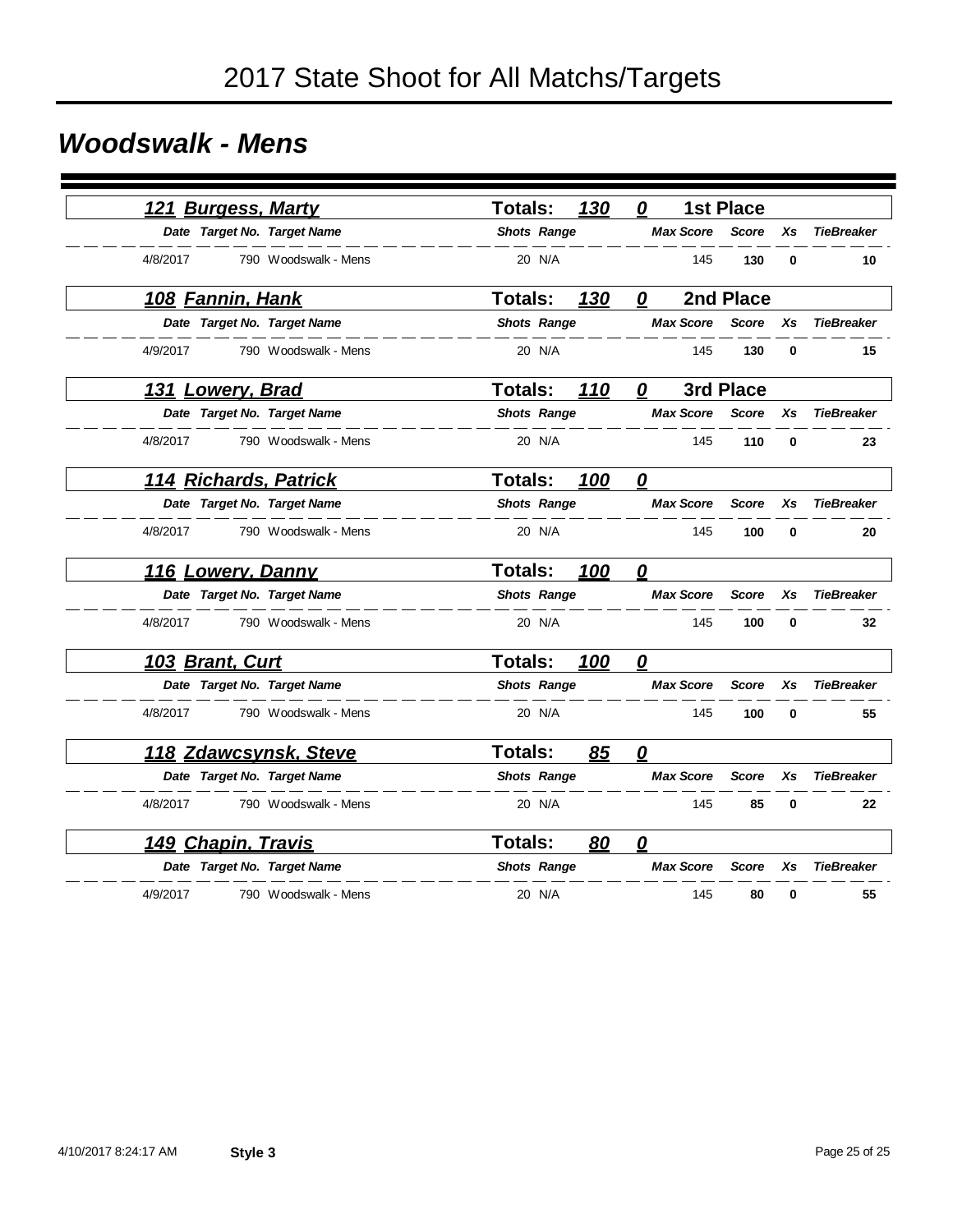# 2017 State Shoot for All Matchs/Targets

## *Woodswalk - Mens*

### *121 Burgess, Marty* — Totals: *130* *0* — 1st Place

| Date | Target No. | Target Name | Shots | Range | Max Score | Score | Xs | TieBreaker |
|---|---|---|---|---|---|---|---|---|
| 4/8/2017 | 790 | Woodswalk - Mens | 20 | N/A | 145 | **130** | **0** | **10** |

### *108 Fannin, Hank* — Totals: *130* *0* — 2nd Place

| Date | Target No. | Target Name | Shots | Range | Max Score | Score | Xs | TieBreaker |
|---|---|---|---|---|---|---|---|---|
| 4/9/2017 | 790 | Woodswalk - Mens | 20 | N/A | 145 | **130** | **0** | **15** |

### *131 Lowery, Brad* — Totals: *110* *0* — 3rd Place

| Date | Target No. | Target Name | Shots | Range | Max Score | Score | Xs | TieBreaker |
|---|---|---|---|---|---|---|---|---|
| 4/8/2017 | 790 | Woodswalk - Mens | 20 | N/A | 145 | **110** | **0** | **23** |

### *114 Richards, Patrick* — Totals: *100* *0*

| Date | Target No. | Target Name | Shots | Range | Max Score | Score | Xs | TieBreaker |
|---|---|---|---|---|---|---|---|---|
| 4/8/2017 | 790 | Woodswalk - Mens | 20 | N/A | 145 | **100** | **0** | **20** |

### *116 Lowery, Danny* — Totals: *100* *0*

| Date | Target No. | Target Name | Shots | Range | Max Score | Score | Xs | TieBreaker |
|---|---|---|---|---|---|---|---|---|
| 4/8/2017 | 790 | Woodswalk - Mens | 20 | N/A | 145 | **100** | **0** | **32** |

### *103 Brant, Curt* — Totals: *100* *0*

| Date | Target No. | Target Name | Shots | Range | Max Score | Score | Xs | TieBreaker |
|---|---|---|---|---|---|---|---|---|
| 4/8/2017 | 790 | Woodswalk - Mens | 20 | N/A | 145 | **100** | **0** | **55** |

### *118 Zdawcsynsk, Steve* — Totals: *85* *0*

| Date | Target No. | Target Name | Shots | Range | Max Score | Score | Xs | TieBreaker |
|---|---|---|---|---|---|---|---|---|
| 4/8/2017 | 790 | Woodswalk - Mens | 20 | N/A | 145 | **85** | **0** | **22** |

### *149 Chapin, Travis* — Totals: *80* *0*

| Date | Target No. | Target Name | Shots | Range | Max Score | Score | Xs | TieBreaker |
|---|---|---|---|---|---|---|---|---|
| 4/9/2017 | 790 | Woodswalk - Mens | 20 | N/A | 145 | **80** | **0** | **55** |